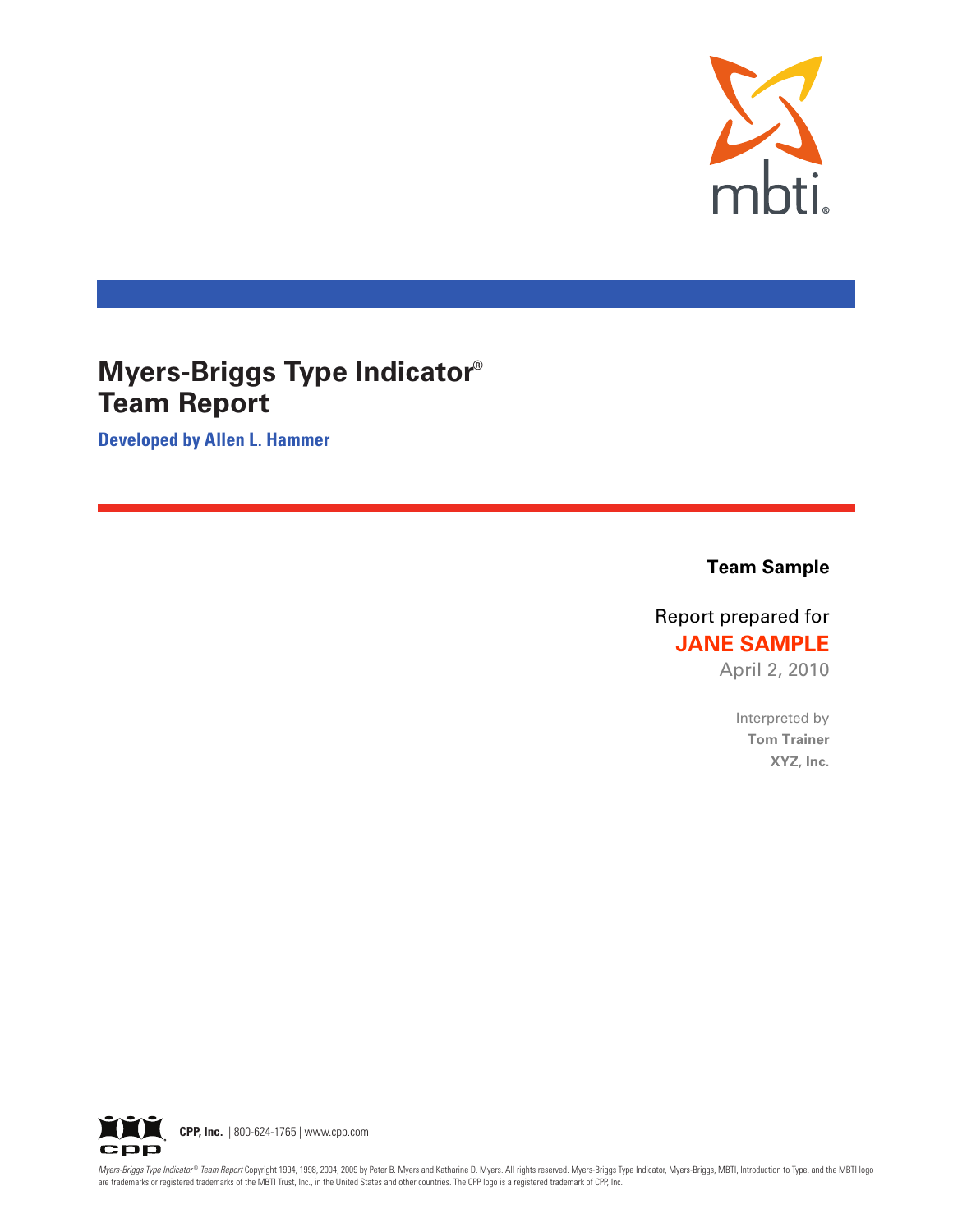mbti®

# Myers-Briggs Type Indicator® Team Report

**Developed by Allen L. Hammer**

**Team Sample**

Report prepared for

**JANE SAMPLE**

April 2, 2010

Interpreted by

**Tom Trainer**

**XYZ, Inc.**

**CPP, Inc.** | 800-624-1765 | www.cpp.com

*Myers-Briggs Type Indicator® Team Report* Copyright 1994, 1998, 2004, 2009 by Peter B. Myers and Katharine D. Myers. All rights reserved. Myers-Briggs Type Indicator, Myers-Briggs, MBTI, Introduction to Type, and the MBTI logo are trademarks or registered trademarks of the MBTI Trust, Inc., in the United States and other countries. The CPP logo is a registered trademark of CPP, Inc.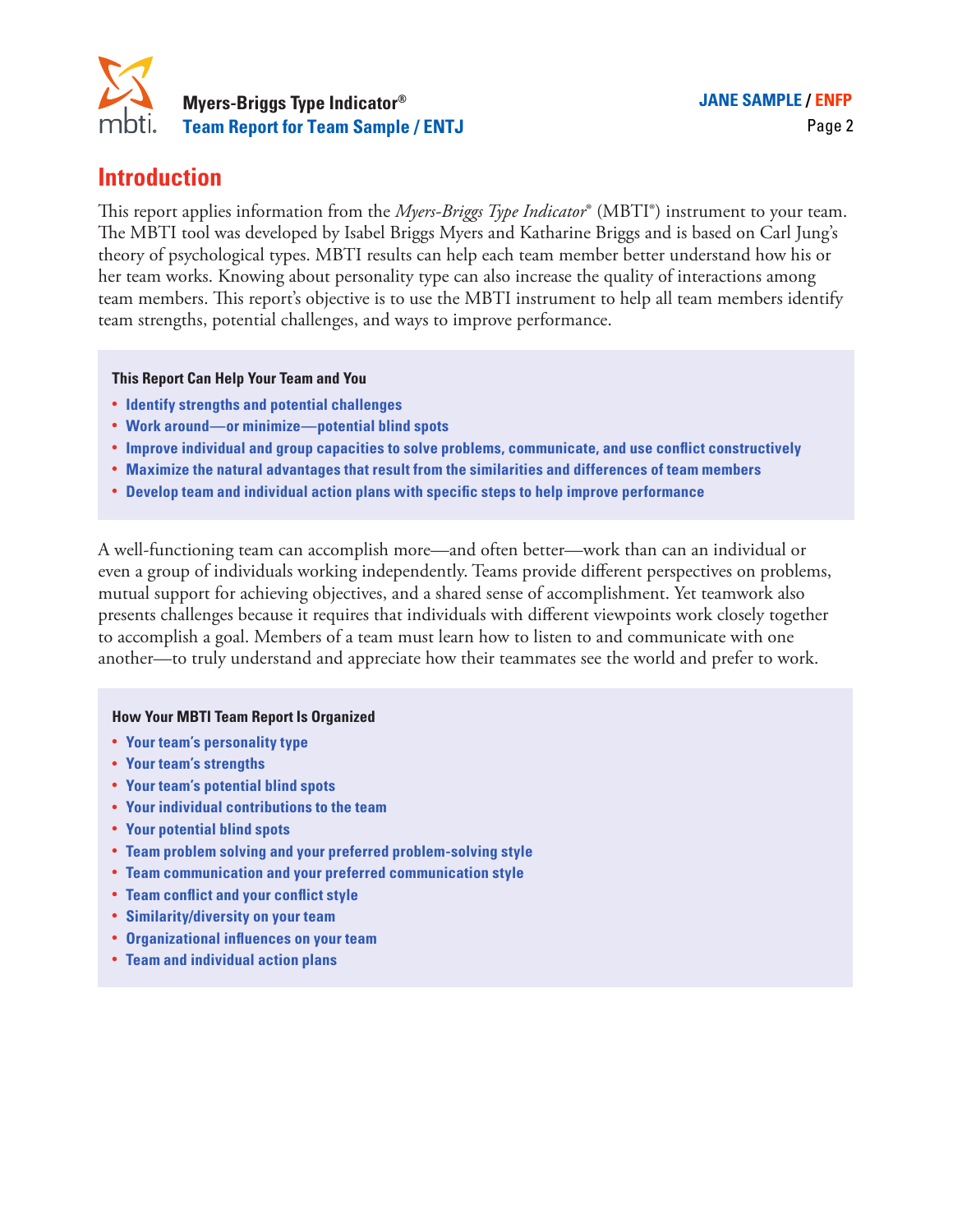# Introduction

This report applies information from the *Myers-Briggs Type Indicator*® (MBTI®) instrument to your team. The MBTI tool was developed by Isabel Briggs Myers and Katharine Briggs and is based on Carl Jung's theory of psychological types. MBTI results can help each team member better understand how his or her team works. Knowing about personality type can also increase the quality of interactions among team members. This report's objective is to use the MBTI instrument to help all team members identify team strengths, potential challenges, and ways to improve performance.

**This Report Can Help Your Team and You**

- **Identify strengths and potential challenges**
- **Work around—or minimize—potential blind spots**
- **Improve individual and group capacities to solve problems, communicate, and use conflict constructively**
- **Maximize the natural advantages that result from the similarities and differences of team members**
- **Develop team and individual action plans with specific steps to help improve performance**

A well-functioning team can accomplish more—and often better—work than can an individual or even a group of individuals working independently. Teams provide different perspectives on problems, mutual support for achieving objectives, and a shared sense of accomplishment. Yet teamwork also presents challenges because it requires that individuals with different viewpoints work closely together to accomplish a goal. Members of a team must learn how to listen to and communicate with one another—to truly understand and appreciate how their teammates see the world and prefer to work.

**How Your MBTI Team Report Is Organized**

- **Your team's personality type**
- **Your team's strengths**
- **Your team's potential blind spots**
- **Your individual contributions to the team**
- **Your potential blind spots**
- **Team problem solving and your preferred problem-solving style**
- **Team communication and your preferred communication style**
- **Team conflict and your conflict style**
- **Similarity/diversity on your team**
- **Organizational influences on your team**
- **Team and individual action plans**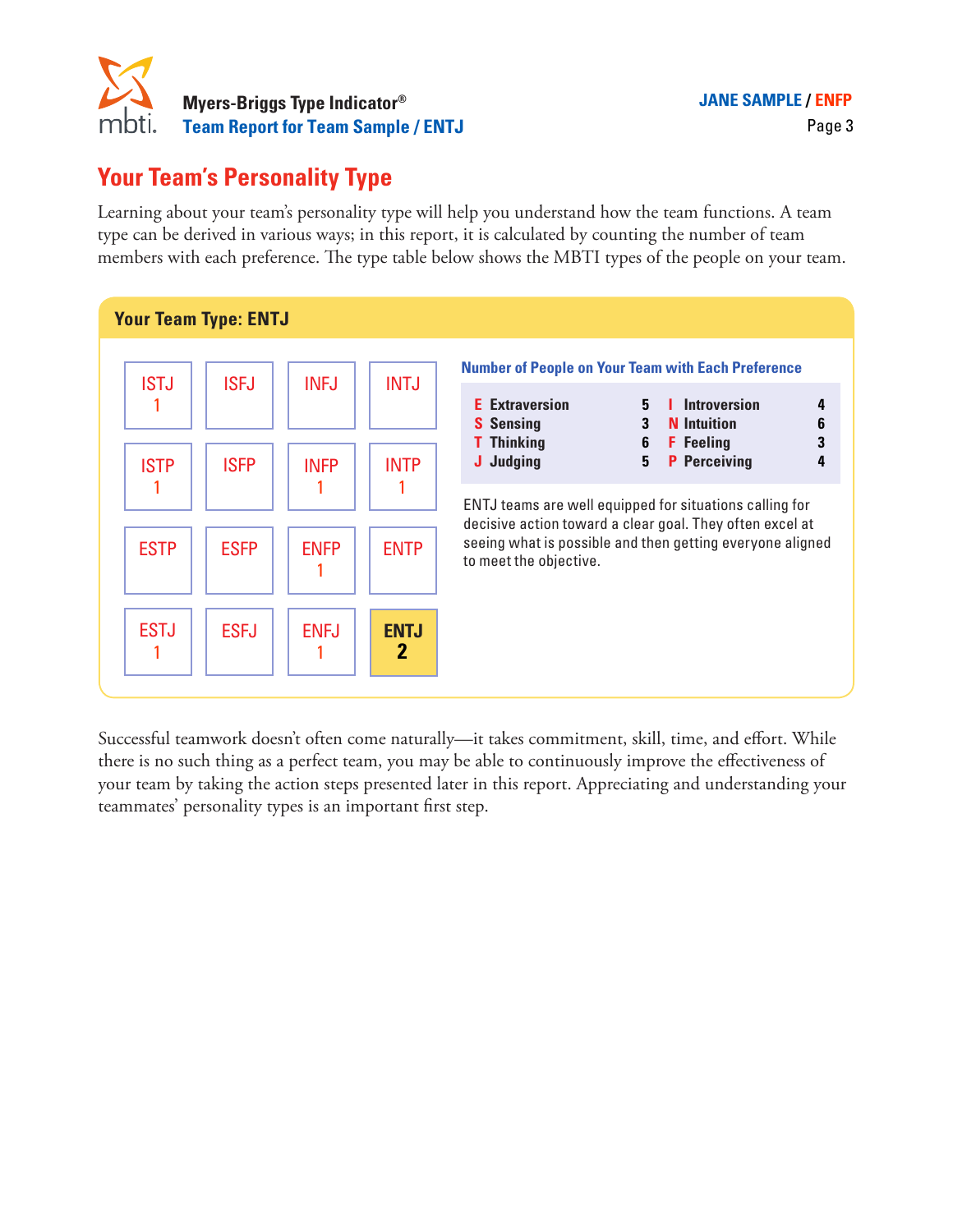# Your Team's Personality Type

Learning about your team's personality type will help you understand how the team functions. A team type can be derived in various ways; in this report, it is calculated by counting the number of team members with each preference. The type table below shows the MBTI types of the people on your team.

## Your Team Type: ENTJ

| | | | |
|---|---|---|---|
| ISTJ 1 | ISFJ | INFJ | INTJ |
| ISTP 1 | ISFP | INFP 1 | INTP 1 |
| ESTP | ESFP | ENFP 1 | ENTP |
| ESTJ 1 | ESFJ | ENFJ 1 | **ENTJ 2** |

**Number of People on Your Team with Each Preference**

| Preference | Count | Preference | Count |
|---|---|---|---|
| E Extraversion | 5 | I Introversion | 4 |
| S Sensing | 3 | N Intuition | 6 |
| T Thinking | 6 | F Feeling | 3 |
| J Judging | 5 | P Perceiving | 4 |

ENTJ teams are well equipped for situations calling for decisive action toward a clear goal. They often excel at seeing what is possible and then getting everyone aligned to meet the objective.

Successful teamwork doesn't often come naturally—it takes commitment, skill, time, and effort. While there is no such thing as a perfect team, you may be able to continuously improve the effectiveness of your team by taking the action steps presented later in this report. Appreciating and understanding your teammates' personality types is an important first step.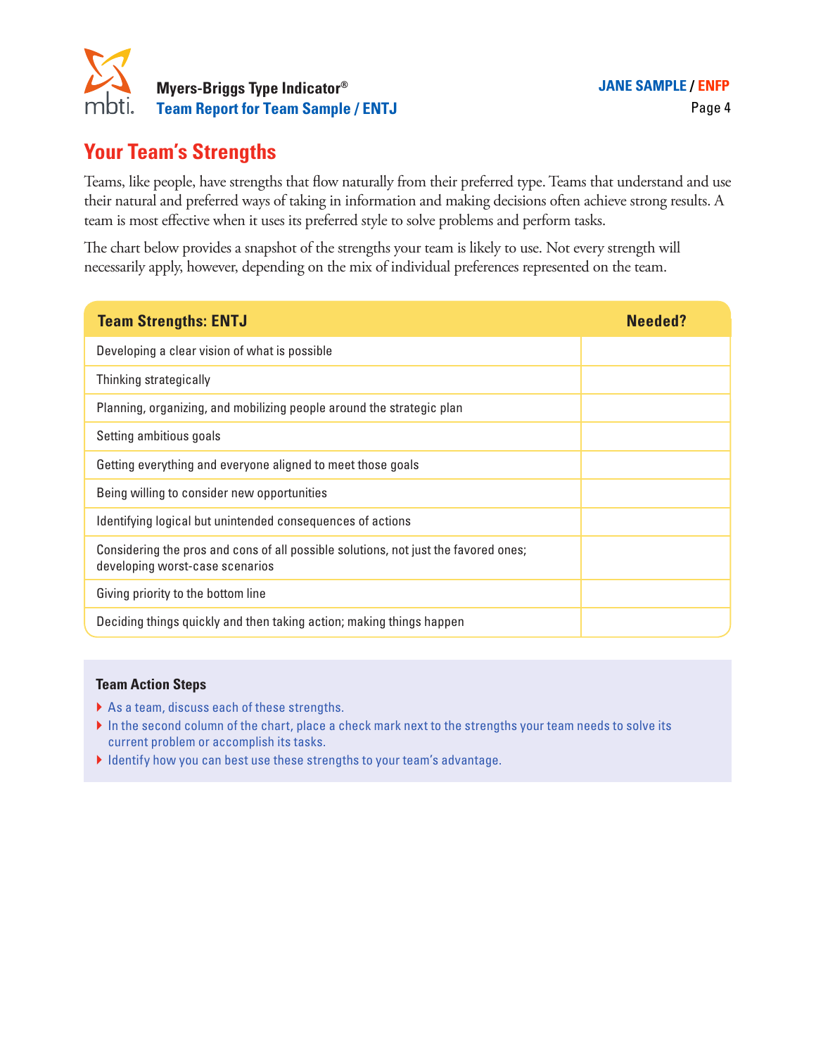## Your Team's Strengths

Teams, like people, have strengths that flow naturally from their preferred type. Teams that understand and use their natural and preferred ways of taking in information and making decisions often achieve strong results. A team is most effective when it uses its preferred style to solve problems and perform tasks.

The chart below provides a snapshot of the strengths your team is likely to use. Not every strength will necessarily apply, however, depending on the mix of individual preferences represented on the team.

| Team Strengths: ENTJ | Needed? |
| --- | --- |
| Developing a clear vision of what is possible | |
| Thinking strategically | |
| Planning, organizing, and mobilizing people around the strategic plan | |
| Setting ambitious goals | |
| Getting everything and everyone aligned to meet those goals | |
| Being willing to consider new opportunities | |
| Identifying logical but unintended consequences of actions | |
| Considering the pros and cons of all possible solutions, not just the favored ones; developing worst-case scenarios | |
| Giving priority to the bottom line | |
| Deciding things quickly and then taking action; making things happen | |

**Team Action Steps**

- As a team, discuss each of these strengths.
- In the second column of the chart, place a check mark next to the strengths your team needs to solve its current problem or accomplish its tasks.
- Identify how you can best use these strengths to your team's advantage.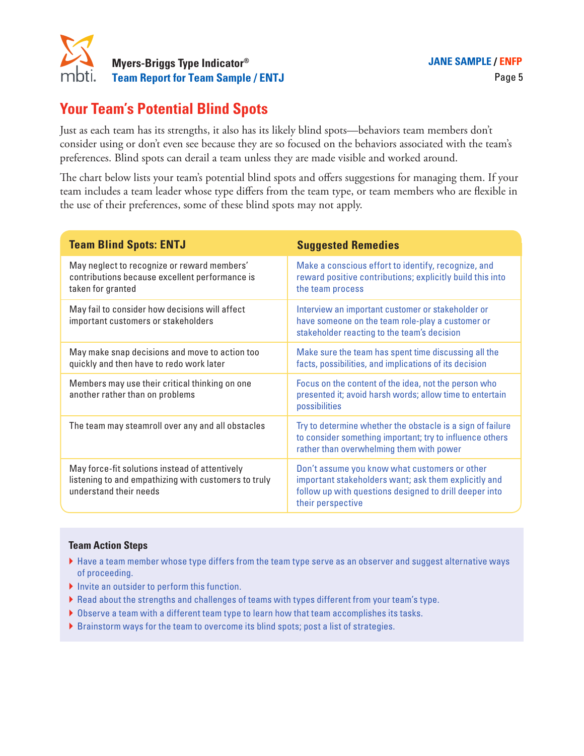## Your Team's Potential Blind Spots

Just as each team has its strengths, it also has its likely blind spots—behaviors team members don't consider using or don't even see because they are so focused on the behaviors associated with the team's preferences. Blind spots can derail a team unless they are made visible and worked around.

The chart below lists your team's potential blind spots and offers suggestions for managing them. If your team includes a team leader whose type differs from the team type, or team members who are flexible in the use of their preferences, some of these blind spots may not apply.

| Team Blind Spots: ENTJ | Suggested Remedies |
|---|---|
| May neglect to recognize or reward members' contributions because excellent performance is taken for granted | Make a conscious effort to identify, recognize, and reward positive contributions; explicitly build this into the team process |
| May fail to consider how decisions will affect important customers or stakeholders | Interview an important customer or stakeholder or have someone on the team role-play a customer or stakeholder reacting to the team's decision |
| May make snap decisions and move to action too quickly and then have to redo work later | Make sure the team has spent time discussing all the facts, possibilities, and implications of its decision |
| Members may use their critical thinking on one another rather than on problems | Focus on the content of the idea, not the person who presented it; avoid harsh words; allow time to entertain possibilities |
| The team may steamroll over any and all obstacles | Try to determine whether the obstacle is a sign of failure to consider something important; try to influence others rather than overwhelming them with power |
| May force-fit solutions instead of attentively listening to and empathizing with customers to truly understand their needs | Don't assume you know what customers or other important stakeholders want; ask them explicitly and follow up with questions designed to drill deeper into their perspective |

### Team Action Steps

- Have a team member whose type differs from the team type serve as an observer and suggest alternative ways of proceeding.
- Invite an outsider to perform this function.
- Read about the strengths and challenges of teams with types different from your team's type.
- Observe a team with a different team type to learn how that team accomplishes its tasks.
- Brainstorm ways for the team to overcome its blind spots; post a list of strategies.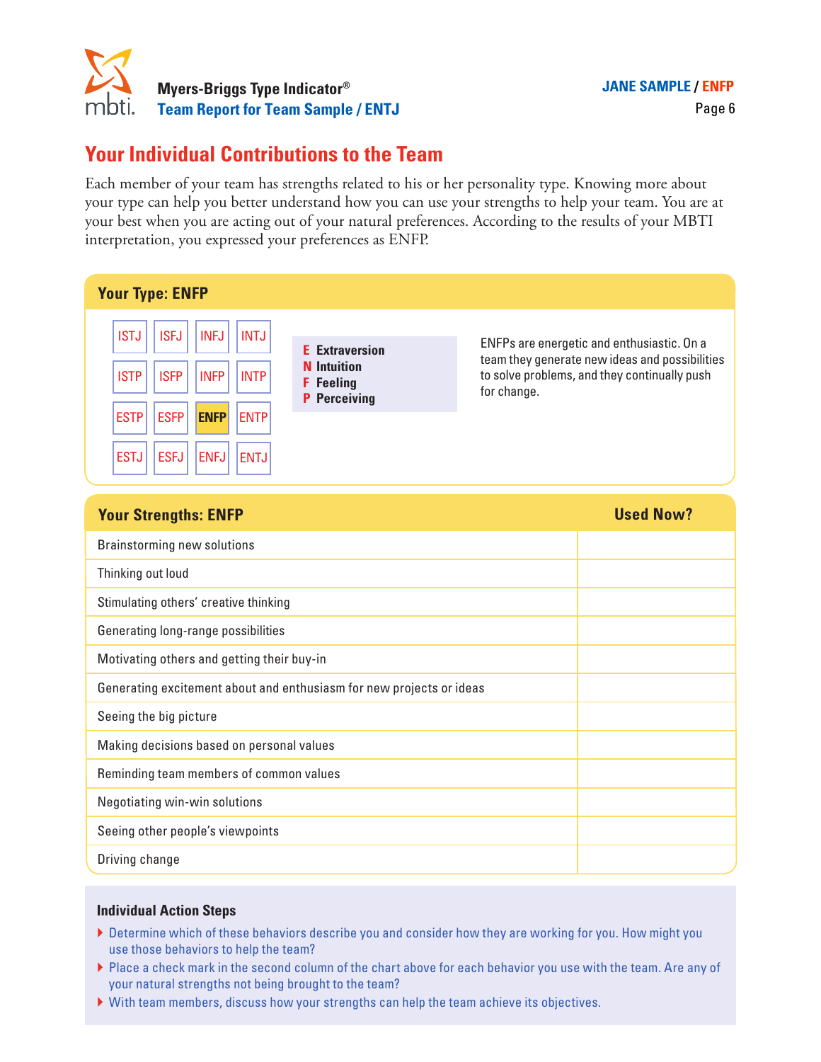## Your Individual Contributions to the Team

Each member of your team has strengths related to his or her personality type. Knowing more about your type can help you better understand how you can use your strengths to help your team. You are at your best when you are acting out of your natural preferences. According to the results of your MBTI interpretation, you expressed your preferences as ENFP.

### Your Type: ENFP

| | | | |
|---|---|---|---|
| ISTJ | ISFJ | INFJ | INTJ |
| ISTP | ISFP | INFP | INTP |
| ESTP | ESFP | **ENFP** | ENTP |
| ESTJ | ESFJ | ENFJ | ENTJ |

**E** Extraversion
**N** Intuition
**F** Feeling
**P** Perceiving

ENFPs are energetic and enthusiastic. On a team they generate new ideas and possibilities to solve problems, and they continually push for change.

| Your Strengths: ENFP | Used Now? |
|---|---|
| Brainstorming new solutions | |
| Thinking out loud | |
| Stimulating others' creative thinking | |
| Generating long-range possibilities | |
| Motivating others and getting their buy-in | |
| Generating excitement about and enthusiasm for new projects or ideas | |
| Seeing the big picture | |
| Making decisions based on personal values | |
| Reminding team members of common values | |
| Negotiating win-win solutions | |
| Seeing other people's viewpoints | |
| Driving change | |

#### Individual Action Steps

- Determine which of these behaviors describe you and consider how they are working for you. How might you use those behaviors to help the team?
- Place a check mark in the second column of the chart above for each behavior you use with the team. Are any of your natural strengths not being brought to the team?
- With team members, discuss how your strengths can help the team achieve its objectives.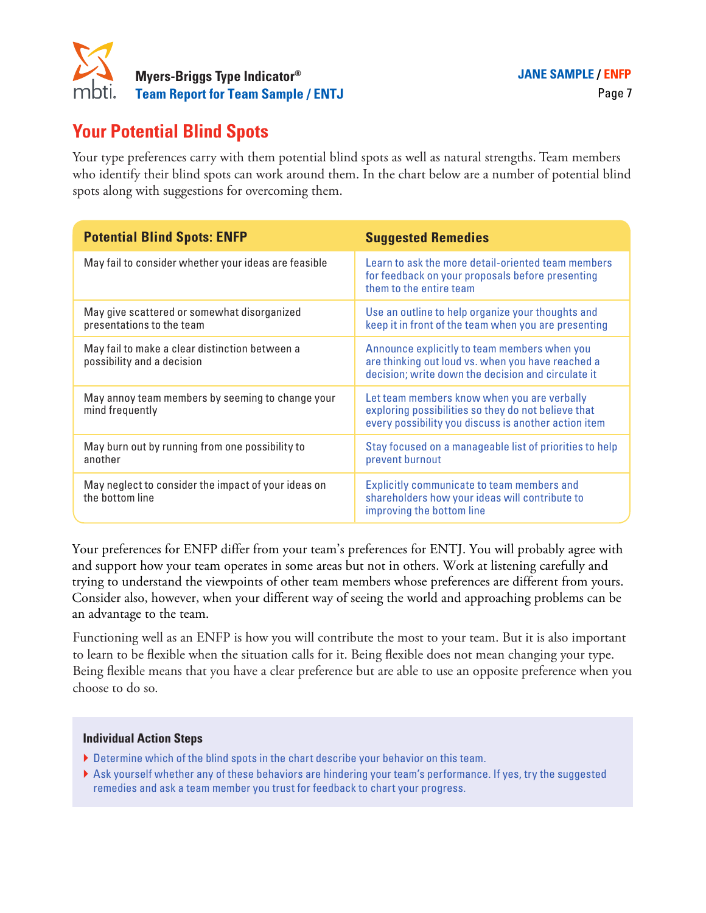## Your Potential Blind Spots

Your type preferences carry with them potential blind spots as well as natural strengths. Team members who identify their blind spots can work around them. In the chart below are a number of potential blind spots along with suggestions for overcoming them.

| Potential Blind Spots: ENFP | Suggested Remedies |
|---|---|
| May fail to consider whether your ideas are feasible | Learn to ask the more detail-oriented team members for feedback on your proposals before presenting them to the entire team |
| May give scattered or somewhat disorganized presentations to the team | Use an outline to help organize your thoughts and keep it in front of the team when you are presenting |
| May fail to make a clear distinction between a possibility and a decision | Announce explicitly to team members when you are thinking out loud vs. when you have reached a decision; write down the decision and circulate it |
| May annoy team members by seeming to change your mind frequently | Let team members know when you are verbally exploring possibilities so they do not believe that every possibility you discuss is another action item |
| May burn out by running from one possibility to another | Stay focused on a manageable list of priorities to help prevent burnout |
| May neglect to consider the impact of your ideas on the bottom line | Explicitly communicate to team members and shareholders how your ideas will contribute to improving the bottom line |

Your preferences for ENFP differ from your team's preferences for ENTJ. You will probably agree with and support how your team operates in some areas but not in others. Work at listening carefully and trying to understand the viewpoints of other team members whose preferences are different from yours. Consider also, however, when your different way of seeing the world and approaching problems can be an advantage to the team.

Functioning well as an ENFP is how you will contribute the most to your team. But it is also important to learn to be flexible when the situation calls for it. Being flexible does not mean changing your type. Being flexible means that you have a clear preference but are able to use an opposite preference when you choose to do so.

**Individual Action Steps**

- Determine which of the blind spots in the chart describe your behavior on this team.
- Ask yourself whether any of these behaviors are hindering your team's performance. If yes, try the suggested remedies and ask a team member you trust for feedback to chart your progress.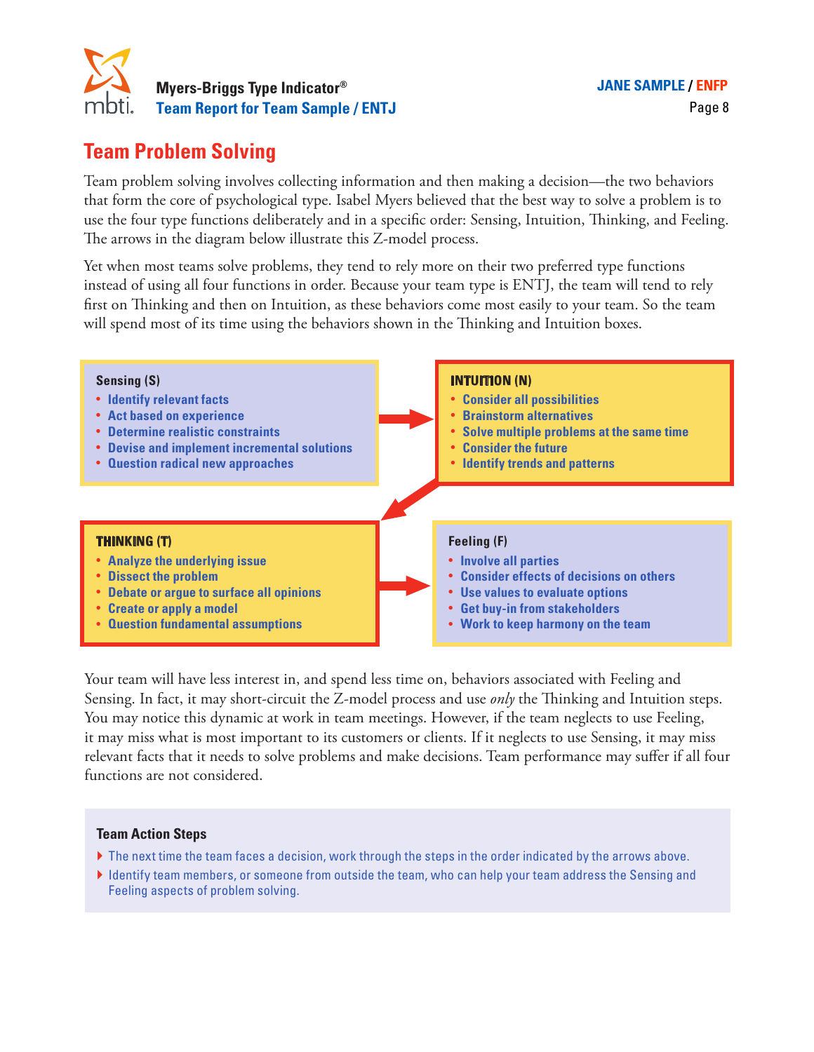## Team Problem Solving

Team problem solving involves collecting information and then making a decision—the two behaviors that form the core of psychological type. Isabel Myers believed that the best way to solve a problem is to use the four type functions deliberately and in a specific order: Sensing, Intuition, Thinking, and Feeling. The arrows in the diagram below illustrate this Z-model process.

Yet when most teams solve problems, they tend to rely more on their two preferred type functions instead of using all four functions in order. Because your team type is ENTJ, the team will tend to rely first on Thinking and then on Intuition, as these behaviors come most easily to your team. So the team will spend most of its time using the behaviors shown in the Thinking and Intuition boxes.

**Sensing (S)**
- Identify relevant facts
- Act based on experience
- Determine realistic constraints
- Devise and implement incremental solutions
- Question radical new approaches

**INTUITION (N)**
- Consider all possibilities
- Brainstorm alternatives
- Solve multiple problems at the same time
- Consider the future
- Identify trends and patterns

**THINKING (T)**
- Analyze the underlying issue
- Dissect the problem
- Debate or argue to surface all opinions
- Create or apply a model
- Question fundamental assumptions

**Feeling (F)**
- Involve all parties
- Consider effects of decisions on others
- Use values to evaluate options
- Get buy-in from stakeholders
- Work to keep harmony on the team

Your team will have less interest in, and spend less time on, behaviors associated with Feeling and Sensing. In fact, it may short-circuit the Z-model process and use *only* the Thinking and Intuition steps. You may notice this dynamic at work in team meetings. However, if the team neglects to use Feeling, it may miss what is most important to its customers or clients. If it neglects to use Sensing, it may miss relevant facts that it needs to solve problems and make decisions. Team performance may suffer if all four functions are not considered.

### Team Action Steps

- The next time the team faces a decision, work through the steps in the order indicated by the arrows above.
- Identify team members, or someone from outside the team, who can help your team address the Sensing and Feeling aspects of problem solving.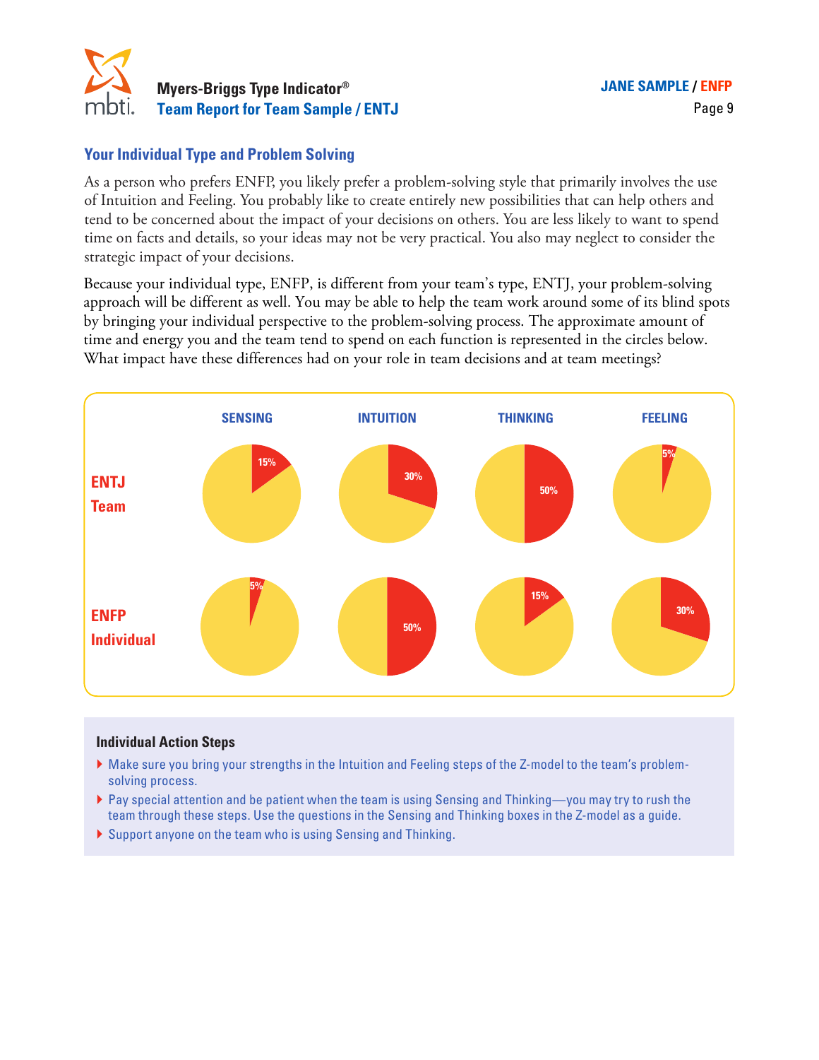## Your Individual Type and Problem Solving

As a person who prefers ENFP, you likely prefer a problem-solving style that primarily involves the use of Intuition and Feeling. You probably like to create entirely new possibilities that can help others and tend to be concerned about the impact of your decisions on others. You are less likely to want to spend time on facts and details, so your ideas may not be very practical. You also may neglect to consider the strategic impact of your decisions.

Because your individual type, ENFP, is different from your team's type, ENTJ, your problem-solving approach will be different as well. You may be able to help the team work around some of its blind spots by bringing your individual perspective to the problem-solving process. The approximate amount of time and energy you and the team tend to spend on each function is represented in the circles below. What impact have these differences had on your role in team decisions and at team meetings?

| | SENSING | INTUITION | THINKING | FEELING |
|---|---|---|---|---|
| ENTJ Team | 15% | 30% | 50% | 5% |
| ENFP Individual | 5% | 50% | 15% | 30% |

### Individual Action Steps

- Make sure you bring your strengths in the Intuition and Feeling steps of the Z-model to the team's problem-solving process.
- Pay special attention and be patient when the team is using Sensing and Thinking—you may try to rush the team through these steps. Use the questions in the Sensing and Thinking boxes in the Z-model as a guide.
- Support anyone on the team who is using Sensing and Thinking.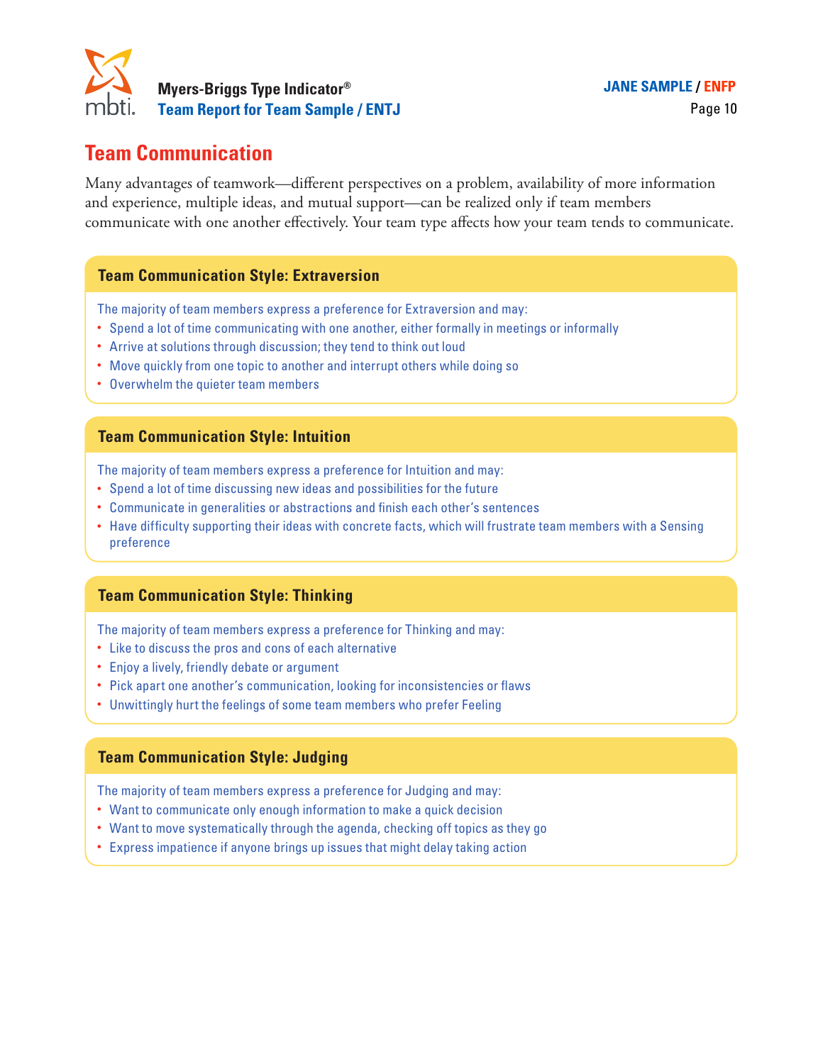## Team Communication

Many advantages of teamwork—different perspectives on a problem, availability of more information and experience, multiple ideas, and mutual support—can be realized only if team members communicate with one another effectively. Your team type affects how your team tends to communicate.

### Team Communication Style: Extraversion

The majority of team members express a preference for Extraversion and may:

- Spend a lot of time communicating with one another, either formally in meetings or informally
- Arrive at solutions through discussion; they tend to think out loud
- Move quickly from one topic to another and interrupt others while doing so
- Overwhelm the quieter team members

### Team Communication Style: Intuition

The majority of team members express a preference for Intuition and may:

- Spend a lot of time discussing new ideas and possibilities for the future
- Communicate in generalities or abstractions and finish each other's sentences
- Have difficulty supporting their ideas with concrete facts, which will frustrate team members with a Sensing preference

### Team Communication Style: Thinking

The majority of team members express a preference for Thinking and may:

- Like to discuss the pros and cons of each alternative
- Enjoy a lively, friendly debate or argument
- Pick apart one another's communication, looking for inconsistencies or flaws
- Unwittingly hurt the feelings of some team members who prefer Feeling

### Team Communication Style: Judging

The majority of team members express a preference for Judging and may:

- Want to communicate only enough information to make a quick decision
- Want to move systematically through the agenda, checking off topics as they go
- Express impatience if anyone brings up issues that might delay taking action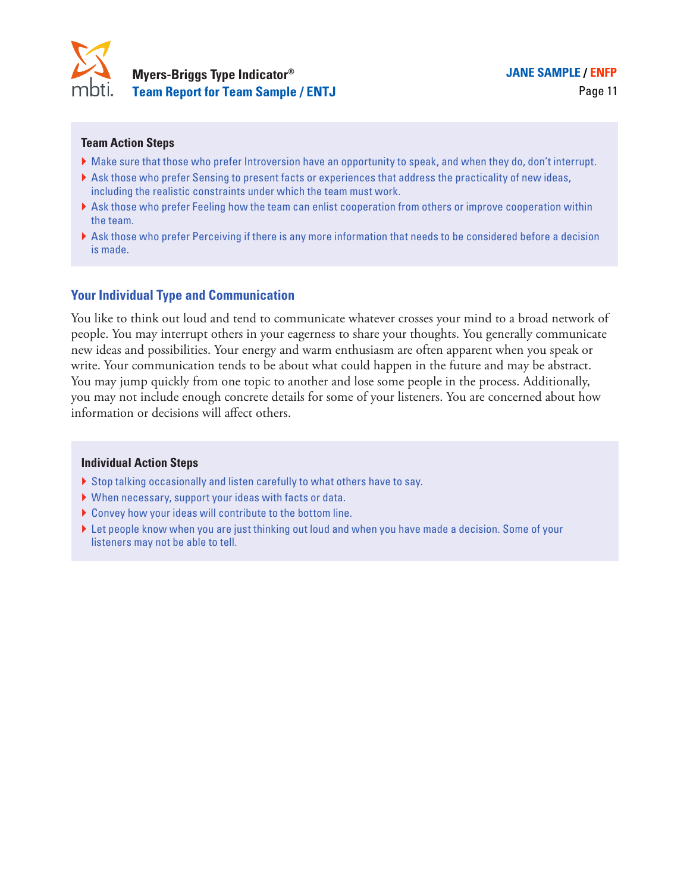**Team Action Steps**

- Make sure that those who prefer Introversion have an opportunity to speak, and when they do, don't interrupt.
- Ask those who prefer Sensing to present facts or experiences that address the practicality of new ideas, including the realistic constraints under which the team must work.
- Ask those who prefer Feeling how the team can enlist cooperation from others or improve cooperation within the team.
- Ask those who prefer Perceiving if there is any more information that needs to be considered before a decision is made.

## Your Individual Type and Communication

You like to think out loud and tend to communicate whatever crosses your mind to a broad network of people. You may interrupt others in your eagerness to share your thoughts. You generally communicate new ideas and possibilities. Your energy and warm enthusiasm are often apparent when you speak or write. Your communication tends to be about what could happen in the future and may be abstract. You may jump quickly from one topic to another and lose some people in the process. Additionally, you may not include enough concrete details for some of your listeners. You are concerned about how information or decisions will affect others.

**Individual Action Steps**

- Stop talking occasionally and listen carefully to what others have to say.
- When necessary, support your ideas with facts or data.
- Convey how your ideas will contribute to the bottom line.
- Let people know when you are just thinking out loud and when you have made a decision. Some of your listeners may not be able to tell.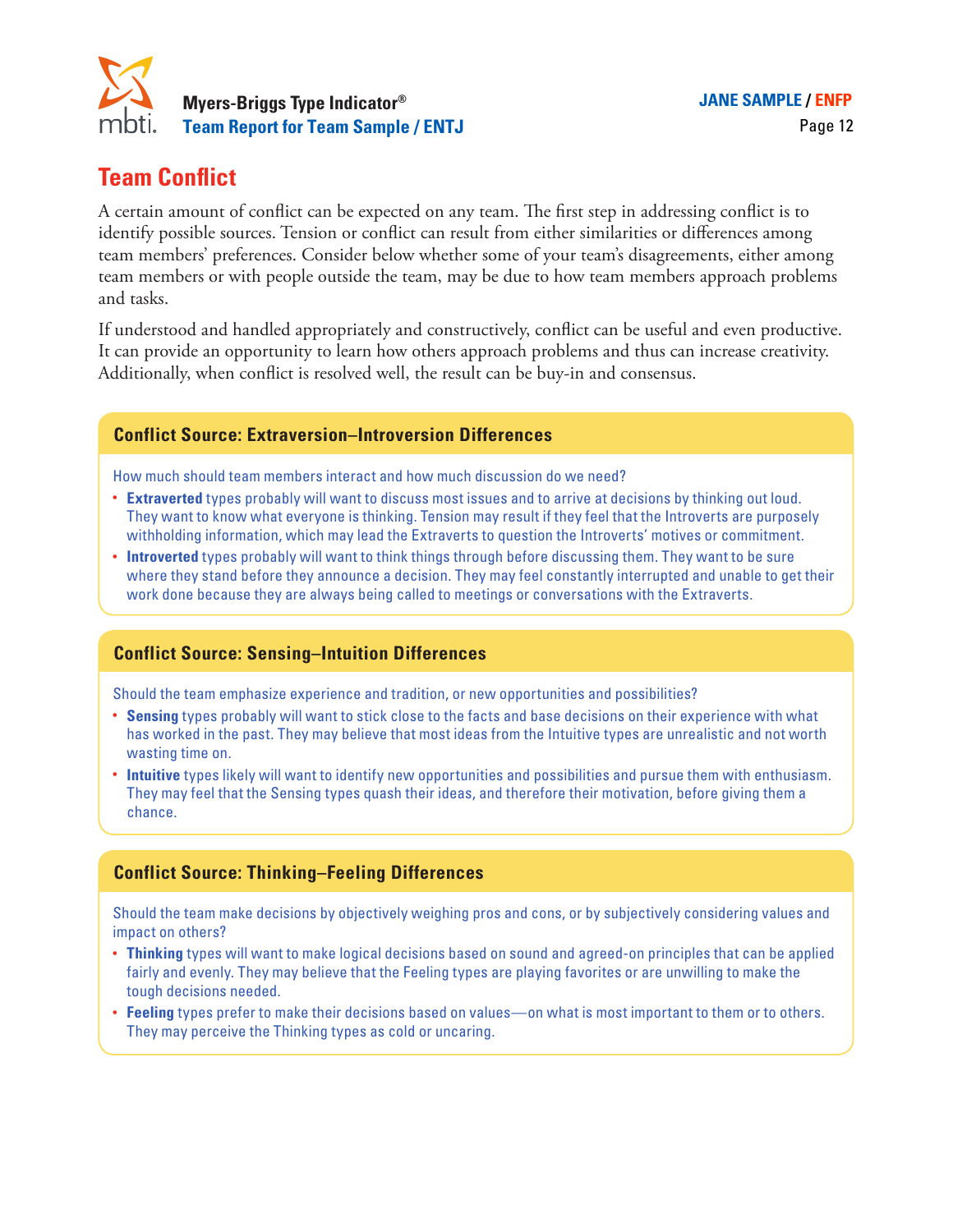# Team Conflict

A certain amount of conflict can be expected on any team. The first step in addressing conflict is to identify possible sources. Tension or conflict can result from either similarities or differences among team members' preferences. Consider below whether some of your team's disagreements, either among team members or with people outside the team, may be due to how team members approach problems and tasks.

If understood and handled appropriately and constructively, conflict can be useful and even productive. It can provide an opportunity to learn how others approach problems and thus can increase creativity. Additionally, when conflict is resolved well, the result can be buy-in and consensus.

### Conflict Source: Extraversion–Introversion Differences

How much should team members interact and how much discussion do we need?

- **Extraverted** types probably will want to discuss most issues and to arrive at decisions by thinking out loud. They want to know what everyone is thinking. Tension may result if they feel that the Introverts are purposely withholding information, which may lead the Extraverts to question the Introverts' motives or commitment.
- **Introverted** types probably will want to think things through before discussing them. They want to be sure where they stand before they announce a decision. They may feel constantly interrupted and unable to get their work done because they are always being called to meetings or conversations with the Extraverts.

### Conflict Source: Sensing–Intuition Differences

Should the team emphasize experience and tradition, or new opportunities and possibilities?

- **Sensing** types probably will want to stick close to the facts and base decisions on their experience with what has worked in the past. They may believe that most ideas from the Intuitive types are unrealistic and not worth wasting time on.
- **Intuitive** types likely will want to identify new opportunities and possibilities and pursue them with enthusiasm. They may feel that the Sensing types quash their ideas, and therefore their motivation, before giving them a chance.

### Conflict Source: Thinking–Feeling Differences

Should the team make decisions by objectively weighing pros and cons, or by subjectively considering values and impact on others?

- **Thinking** types will want to make logical decisions based on sound and agreed-on principles that can be applied fairly and evenly. They may believe that the Feeling types are playing favorites or are unwilling to make the tough decisions needed.
- **Feeling** types prefer to make their decisions based on values—on what is most important to them or to others. They may perceive the Thinking types as cold or uncaring.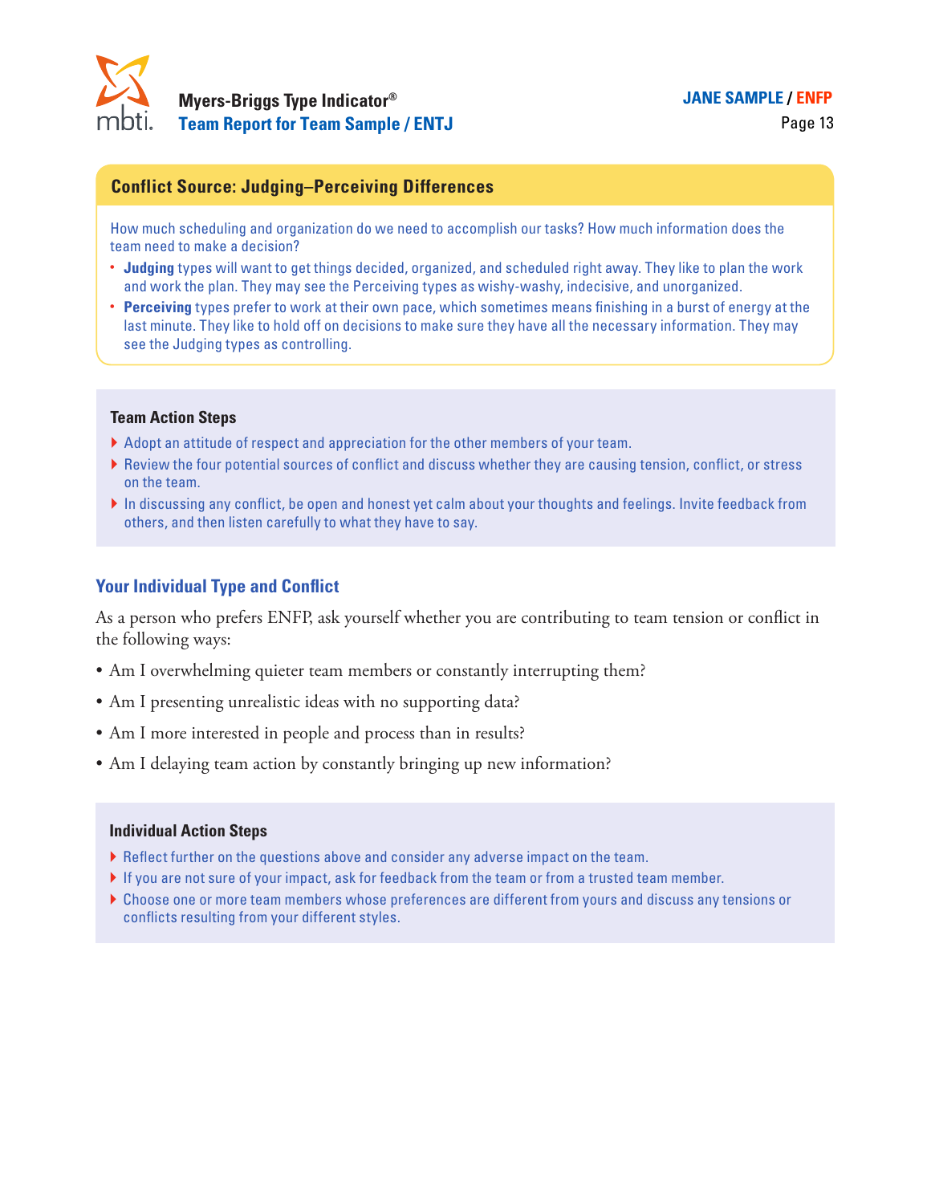## Conflict Source: Judging–Perceiving Differences

How much scheduling and organization do we need to accomplish our tasks? How much information does the team need to make a decision?

- **Judging** types will want to get things decided, organized, and scheduled right away. They like to plan the work and work the plan. They may see the Perceiving types as wishy-washy, indecisive, and unorganized.
- **Perceiving** types prefer to work at their own pace, which sometimes means finishing in a burst of energy at the last minute. They like to hold off on decisions to make sure they have all the necessary information. They may see the Judging types as controlling.

### Team Action Steps

- Adopt an attitude of respect and appreciation for the other members of your team.
- Review the four potential sources of conflict and discuss whether they are causing tension, conflict, or stress on the team.
- In discussing any conflict, be open and honest yet calm about your thoughts and feelings. Invite feedback from others, and then listen carefully to what they have to say.

## Your Individual Type and Conflict

As a person who prefers ENFP, ask yourself whether you are contributing to team tension or conflict in the following ways:

- Am I overwhelming quieter team members or constantly interrupting them?
- Am I presenting unrealistic ideas with no supporting data?
- Am I more interested in people and process than in results?
- Am I delaying team action by constantly bringing up new information?

### Individual Action Steps

- Reflect further on the questions above and consider any adverse impact on the team.
- If you are not sure of your impact, ask for feedback from the team or from a trusted team member.
- Choose one or more team members whose preferences are different from yours and discuss any tensions or conflicts resulting from your different styles.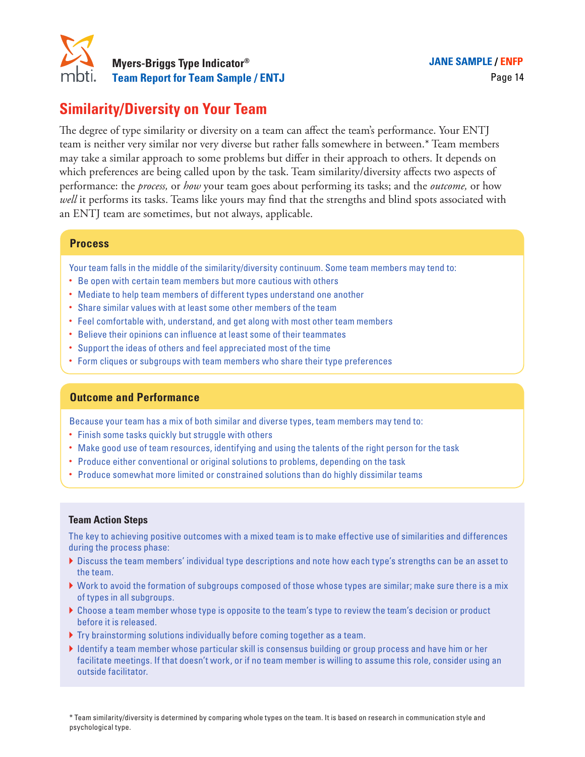## Similarity/Diversity on Your Team

The degree of type similarity or diversity on a team can affect the team's performance. Your ENTJ team is neither very similar nor very diverse but rather falls somewhere in between.* Team members may take a similar approach to some problems but differ in their approach to others. It depends on which preferences are being called upon by the task. Team similarity/diversity affects two aspects of performance: the *process,* or *how* your team goes about performing its tasks; and the *outcome,* or how *well* it performs its tasks. Teams like yours may find that the strengths and blind spots associated with an ENTJ team are sometimes, but not always, applicable.

### Process

Your team falls in the middle of the similarity/diversity continuum. Some team members may tend to:

- Be open with certain team members but more cautious with others
- Mediate to help team members of different types understand one another
- Share similar values with at least some other members of the team
- Feel comfortable with, understand, and get along with most other team members
- Believe their opinions can influence at least some of their teammates
- Support the ideas of others and feel appreciated most of the time
- Form cliques or subgroups with team members who share their type preferences

### Outcome and Performance

Because your team has a mix of both similar and diverse types, team members may tend to:

- Finish some tasks quickly but struggle with others
- Make good use of team resources, identifying and using the talents of the right person for the task
- Produce either conventional or original solutions to problems, depending on the task
- Produce somewhat more limited or constrained solutions than do highly dissimilar teams

### Team Action Steps

The key to achieving positive outcomes with a mixed team is to make effective use of similarities and differences during the process phase:

- Discuss the team members' individual type descriptions and note how each type's strengths can be an asset to the team.
- Work to avoid the formation of subgroups composed of those whose types are similar; make sure there is a mix of types in all subgroups.
- Choose a team member whose type is opposite to the team's type to review the team's decision or product before it is released.
- Try brainstorming solutions individually before coming together as a team.
- Identify a team member whose particular skill is consensus building or group process and have him or her facilitate meetings. If that doesn't work, or if no team member is willing to assume this role, consider using an outside facilitator.

* Team similarity/diversity is determined by comparing whole types on the team. It is based on research in communication style and psychological type.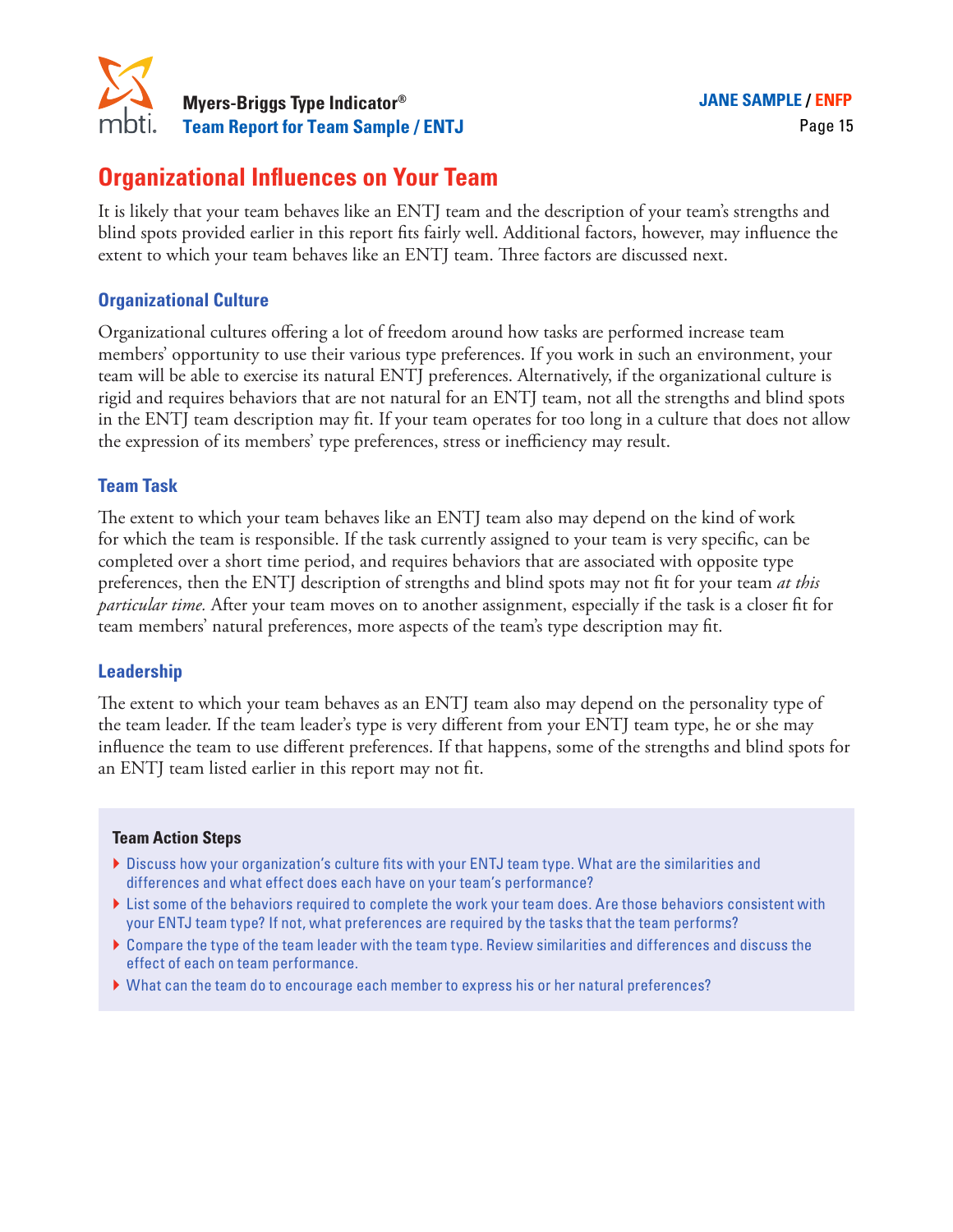# Organizational Influences on Your Team

It is likely that your team behaves like an ENTJ team and the description of your team's strengths and blind spots provided earlier in this report fits fairly well. Additional factors, however, may influence the extent to which your team behaves like an ENTJ team. Three factors are discussed next.

## Organizational Culture

Organizational cultures offering a lot of freedom around how tasks are performed increase team members' opportunity to use their various type preferences. If you work in such an environment, your team will be able to exercise its natural ENTJ preferences. Alternatively, if the organizational culture is rigid and requires behaviors that are not natural for an ENTJ team, not all the strengths and blind spots in the ENTJ team description may fit. If your team operates for too long in a culture that does not allow the expression of its members' type preferences, stress or inefficiency may result.

## Team Task

The extent to which your team behaves like an ENTJ team also may depend on the kind of work for which the team is responsible. If the task currently assigned to your team is very specific, can be completed over a short time period, and requires behaviors that are associated with opposite type preferences, then the ENTJ description of strengths and blind spots may not fit for your team *at this particular time.* After your team moves on to another assignment, especially if the task is a closer fit for team members' natural preferences, more aspects of the team's type description may fit.

## Leadership

The extent to which your team behaves as an ENTJ team also may depend on the personality type of the team leader. If the team leader's type is very different from your ENTJ team type, he or she may influence the team to use different preferences. If that happens, some of the strengths and blind spots for an ENTJ team listed earlier in this report may not fit.

**Team Action Steps**

- Discuss how your organization's culture fits with your ENTJ team type. What are the similarities and differences and what effect does each have on your team's performance?
- List some of the behaviors required to complete the work your team does. Are those behaviors consistent with your ENTJ team type? If not, what preferences are required by the tasks that the team performs?
- Compare the type of the team leader with the team type. Review similarities and differences and discuss the effect of each on team performance.
- What can the team do to encourage each member to express his or her natural preferences?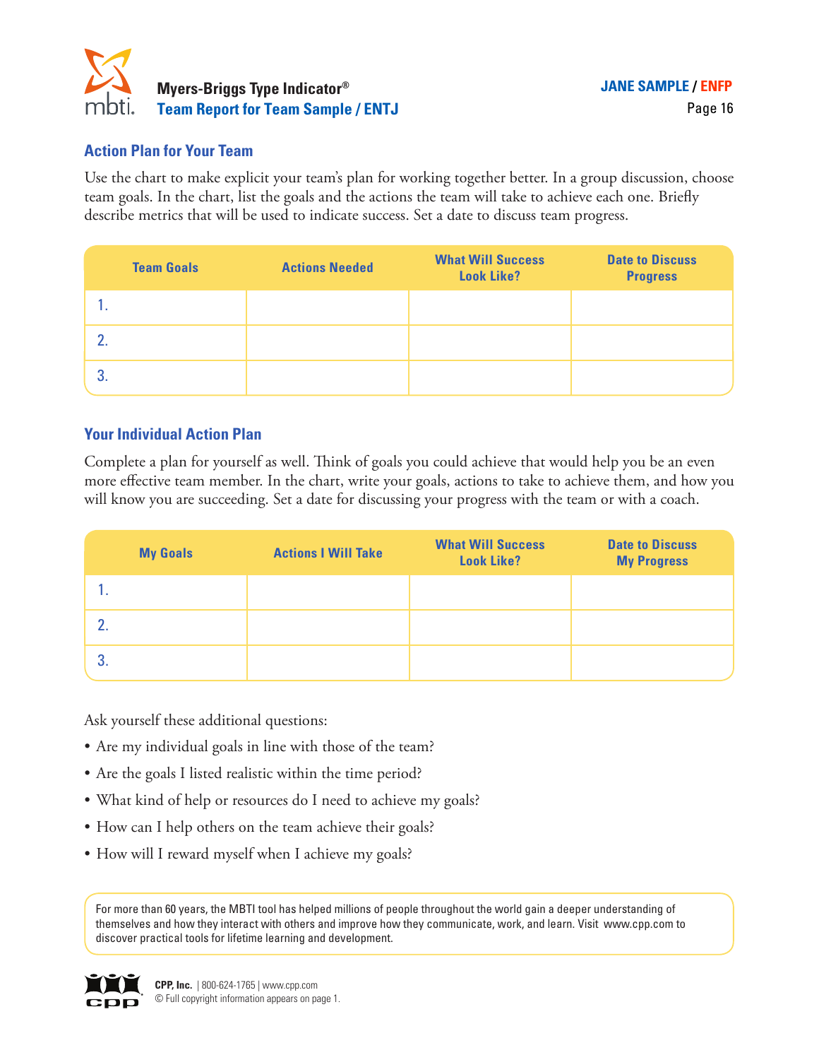## Action Plan for Your Team

Use the chart to make explicit your team's plan for working together better. In a group discussion, choose team goals. In the chart, list the goals and the actions the team will take to achieve each one. Briefly describe metrics that will be used to indicate success. Set a date to discuss team progress.

| Team Goals | Actions Needed | What Will Success Look Like? | Date to Discuss Progress |
|---|---|---|---|
| 1. | | | |
| 2. | | | |
| 3. | | | |

## Your Individual Action Plan

Complete a plan for yourself as well. Think of goals you could achieve that would help you be an even more effective team member. In the chart, write your goals, actions to take to achieve them, and how you will know you are succeeding. Set a date for discussing your progress with the team or with a coach.

| My Goals | Actions I Will Take | What Will Success Look Like? | Date to Discuss My Progress |
|---|---|---|---|
| 1. | | | |
| 2. | | | |
| 3. | | | |

Ask yourself these additional questions:

- Are my individual goals in line with those of the team?
- Are the goals I listed realistic within the time period?
- What kind of help or resources do I need to achieve my goals?
- How can I help others on the team achieve their goals?
- How will I reward myself when I achieve my goals?

For more than 60 years, the MBTI tool has helped millions of people throughout the world gain a deeper understanding of themselves and how they interact with others and improve how they communicate, work, and learn. Visit www.cpp.com to discover practical tools for lifetime learning and development.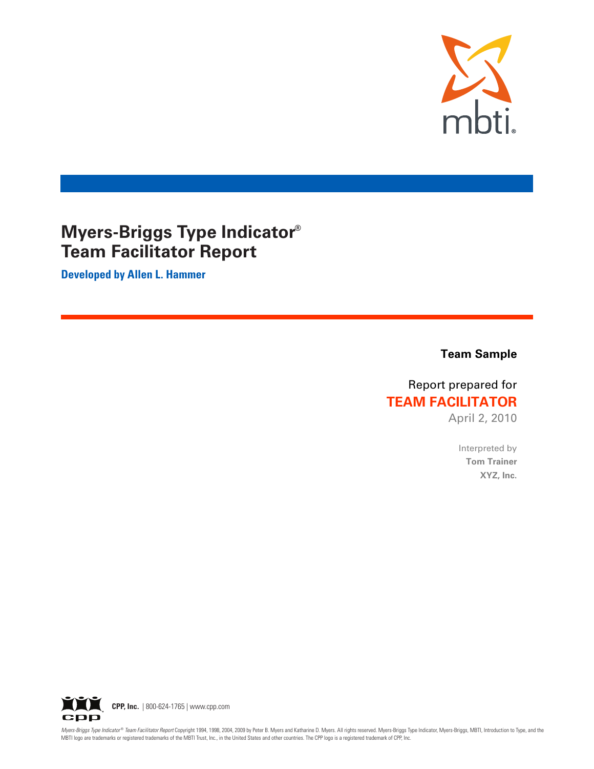# Myers-Briggs Type Indicator® Team Facilitator Report

**Developed by Allen L. Hammer**

**Team Sample**

Report prepared for

**TEAM FACILITATOR**

April 2, 2010

Interpreted by

**Tom Trainer**

**XYZ, Inc.**

**CPP, Inc.** | 800-624-1765 | www.cpp.com

*Myers-Briggs Type Indicator® Team Facilitator Report* Copyright 1994, 1998, 2004, 2009 by Peter B. Myers and Katharine D. Myers. All rights reserved. Myers-Briggs Type Indicator, Myers-Briggs, MBTI, Introduction to Type, and the MBTI logo are trademarks or registered trademarks of the MBTI Trust, Inc., in the United States and other countries. The CPP logo is a registered trademark of CPP, Inc.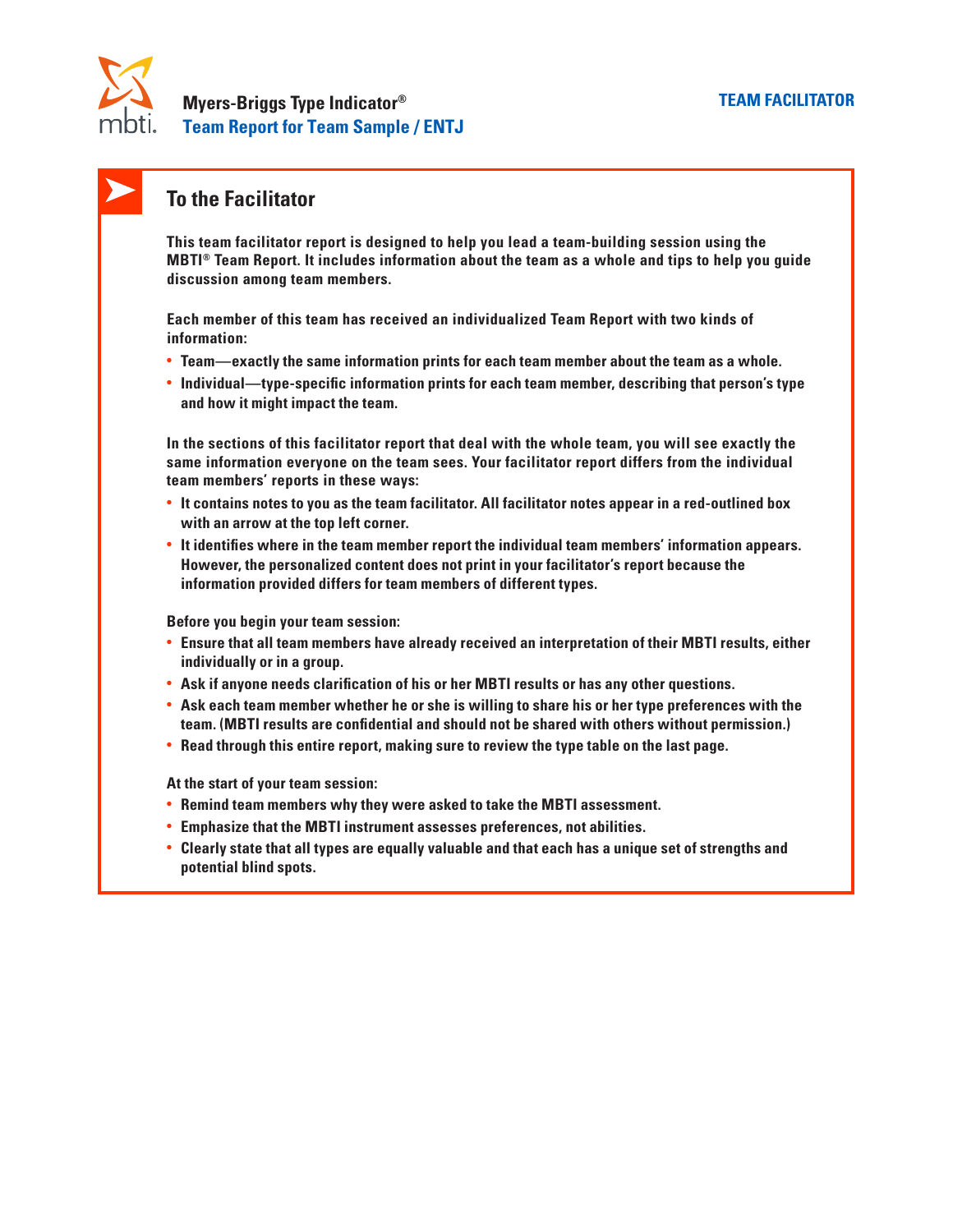## To the Facilitator

**This team facilitator report is designed to help you lead a team-building session using the MBTI® Team Report. It includes information about the team as a whole and tips to help you guide discussion among team members.**

**Each member of this team has received an individualized Team Report with two kinds of information:**

- **Team—exactly the same information prints for each team member about the team as a whole.**
- **Individual—type-specific information prints for each team member, describing that person's type and how it might impact the team.**

**In the sections of this facilitator report that deal with the whole team, you will see exactly the same information everyone on the team sees. Your facilitator report differs from the individual team members' reports in these ways:**

- **It contains notes to you as the team facilitator. All facilitator notes appear in a red-outlined box with an arrow at the top left corner.**
- **It identifies where in the team member report the individual team members' information appears. However, the personalized content does not print in your facilitator's report because the information provided differs for team members of different types.**

**Before you begin your team session:**

- **Ensure that all team members have already received an interpretation of their MBTI results, either individually or in a group.**
- **Ask if anyone needs clarification of his or her MBTI results or has any other questions.**
- **Ask each team member whether he or she is willing to share his or her type preferences with the team. (MBTI results are confidential and should not be shared with others without permission.)**
- **Read through this entire report, making sure to review the type table on the last page.**

**At the start of your team session:**

- **Remind team members why they were asked to take the MBTI assessment.**
- **Emphasize that the MBTI instrument assesses preferences, not abilities.**
- **Clearly state that all types are equally valuable and that each has a unique set of strengths and potential blind spots.**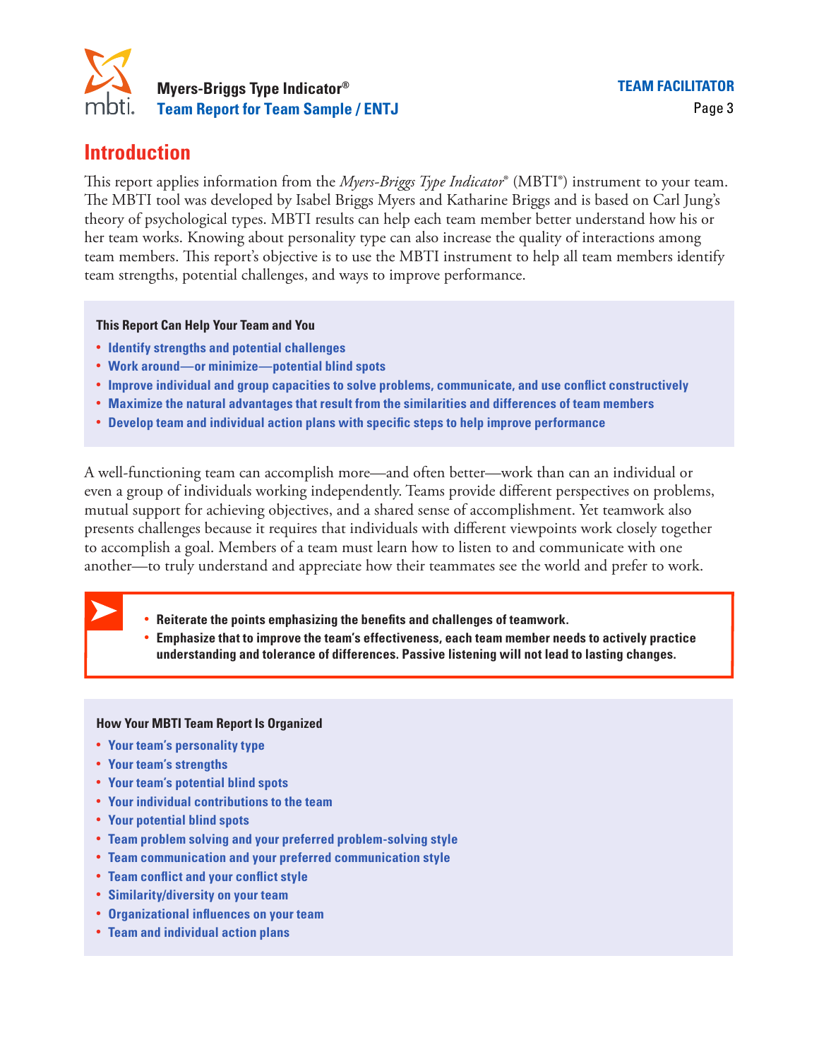## Introduction

This report applies information from the *Myers-Briggs Type Indicator*® (MBTI®) instrument to your team. The MBTI tool was developed by Isabel Briggs Myers and Katharine Briggs and is based on Carl Jung's theory of psychological types. MBTI results can help each team member better understand how his or her team works. Knowing about personality type can also increase the quality of interactions among team members. This report's objective is to use the MBTI instrument to help all team members identify team strengths, potential challenges, and ways to improve performance.

**This Report Can Help Your Team and You**

- **Identify strengths and potential challenges**
- **Work around—or minimize—potential blind spots**
- **Improve individual and group capacities to solve problems, communicate, and use conflict constructively**
- **Maximize the natural advantages that result from the similarities and differences of team members**
- **Develop team and individual action plans with specific steps to help improve performance**

A well-functioning team can accomplish more—and often better—work than can an individual or even a group of individuals working independently. Teams provide different perspectives on problems, mutual support for achieving objectives, and a shared sense of accomplishment. Yet teamwork also presents challenges because it requires that individuals with different viewpoints work closely together to accomplish a goal. Members of a team must learn how to listen to and communicate with one another—to truly understand and appreciate how their teammates see the world and prefer to work.

- **Reiterate the points emphasizing the benefits and challenges of teamwork.**
- **Emphasize that to improve the team's effectiveness, each team member needs to actively practice understanding and tolerance of differences. Passive listening will not lead to lasting changes.**

**How Your MBTI Team Report Is Organized**

- **Your team's personality type**
- **Your team's strengths**
- **Your team's potential blind spots**
- **Your individual contributions to the team**
- **Your potential blind spots**
- **Team problem solving and your preferred problem-solving style**
- **Team communication and your preferred communication style**
- **Team conflict and your conflict style**
- **Similarity/diversity on your team**
- **Organizational influences on your team**
- **Team and individual action plans**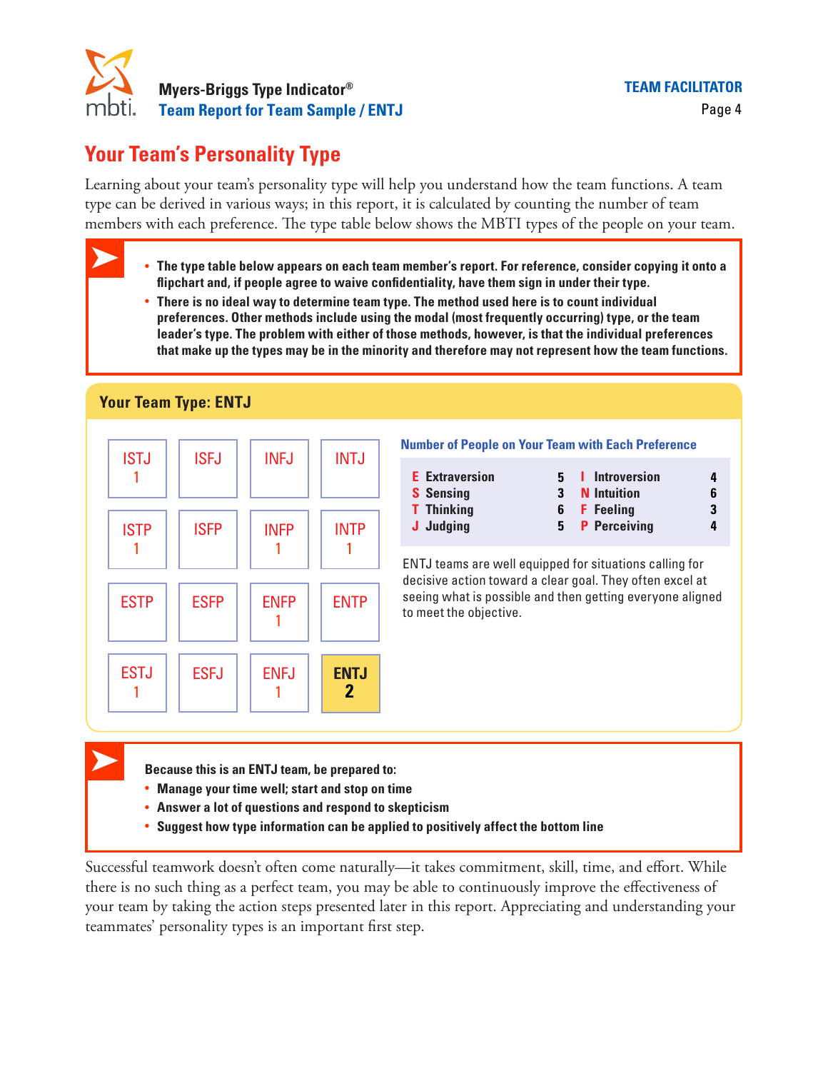## Your Team's Personality Type

Learning about your team's personality type will help you understand how the team functions. A team type can be derived in various ways; in this report, it is calculated by counting the number of team members with each preference. The type table below shows the MBTI types of the people on your team.

- **The type table below appears on each team member's report. For reference, consider copying it onto a flipchart and, if people agree to waive confidentiality, have them sign in under their type.**
- **There is no ideal way to determine team type. The method used here is to count individual preferences. Other methods include using the modal (most frequently occurring) type, or the team leader's type. The problem with either of those methods, however, is that the individual preferences that make up the types may be in the minority and therefore may not represent how the team functions.**

### Your Team Type: ENTJ

| | | | |
|---|---|---|---|
| ISTJ 1 | ISFJ | INFJ | INTJ |
| ISTP 1 | ISFP | INFP 1 | INTP 1 |
| ESTP | ESFP | ENFP 1 | ENTP |
| ESTJ 1 | ESFJ | ENFJ 1 | **ENTJ 2** |

**Number of People on Your Team with Each Preference**

| Preference | Count | Preference | Count |
|---|---|---|---|
| **E** Extraversion | 5 | **I** Introversion | 4 |
| **S** Sensing | 3 | **N** Intuition | 6 |
| **T** Thinking | 6 | **F** Feeling | 3 |
| **J** Judging | 5 | **P** Perceiving | 4 |

ENTJ teams are well equipped for situations calling for decisive action toward a clear goal. They often excel at seeing what is possible and then getting everyone aligned to meet the objective.

**Because this is an ENTJ team, be prepared to:**

- **Manage your time well; start and stop on time**
- **Answer a lot of questions and respond to skepticism**
- **Suggest how type information can be applied to positively affect the bottom line**

Successful teamwork doesn't often come naturally—it takes commitment, skill, time, and effort. While there is no such thing as a perfect team, you may be able to continuously improve the effectiveness of your team by taking the action steps presented later in this report. Appreciating and understanding your teammates' personality types is an important first step.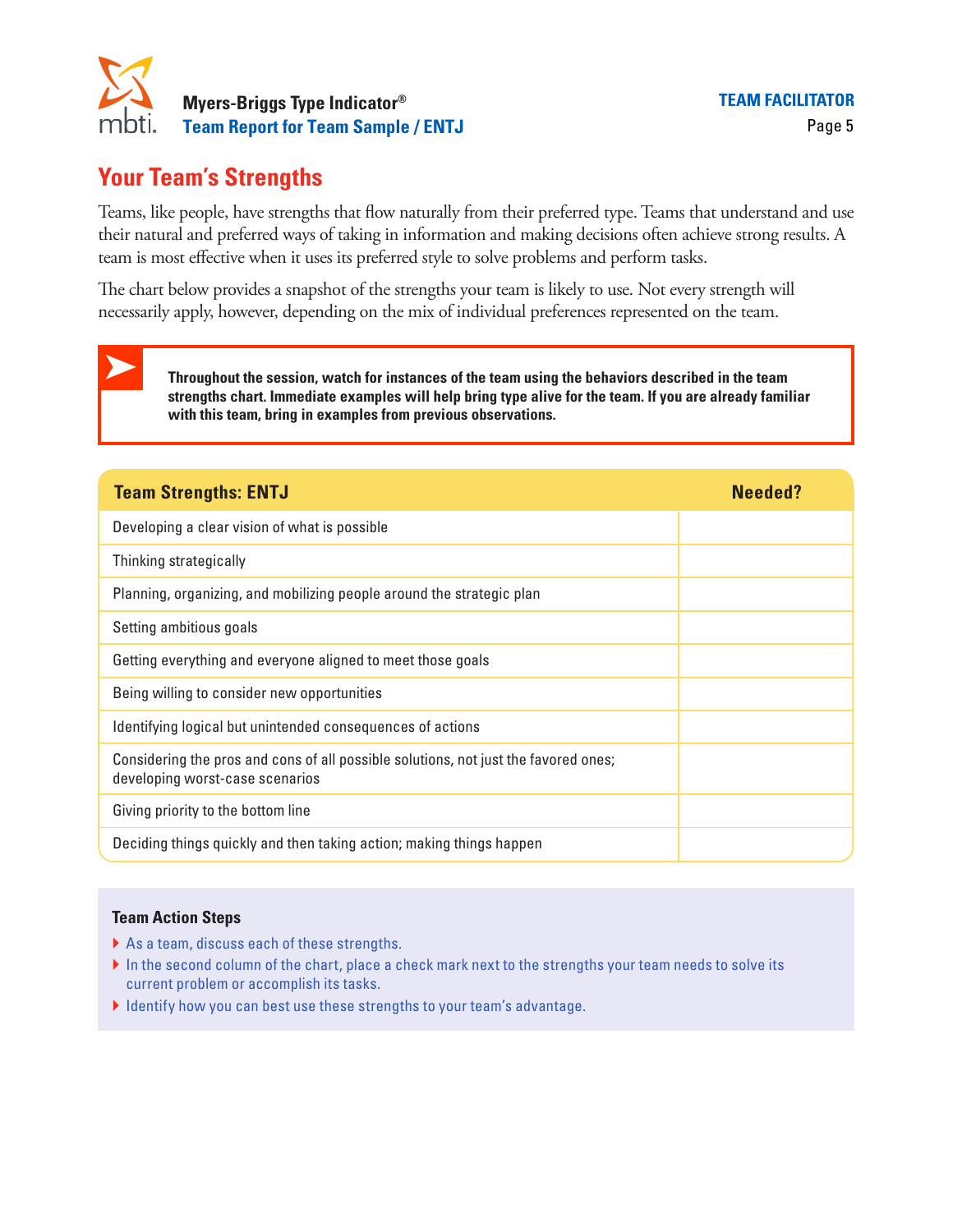## Your Team's Strengths

Teams, like people, have strengths that flow naturally from their preferred type. Teams that understand and use their natural and preferred ways of taking in information and making decisions often achieve strong results. A team is most effective when it uses its preferred style to solve problems and perform tasks.

The chart below provides a snapshot of the strengths your team is likely to use. Not every strength will necessarily apply, however, depending on the mix of individual preferences represented on the team.

**Throughout the session, watch for instances of the team using the behaviors described in the team strengths chart. Immediate examples will help bring type alive for the team. If you are already familiar with this team, bring in examples from previous observations.**

| Team Strengths: ENTJ | Needed? |
|---|---|
| Developing a clear vision of what is possible | |
| Thinking strategically | |
| Planning, organizing, and mobilizing people around the strategic plan | |
| Setting ambitious goals | |
| Getting everything and everyone aligned to meet those goals | |
| Being willing to consider new opportunities | |
| Identifying logical but unintended consequences of actions | |
| Considering the pros and cons of all possible solutions, not just the favored ones; developing worst-case scenarios | |
| Giving priority to the bottom line | |
| Deciding things quickly and then taking action; making things happen | |

### Team Action Steps

- As a team, discuss each of these strengths.
- In the second column of the chart, place a check mark next to the strengths your team needs to solve its current problem or accomplish its tasks.
- Identify how you can best use these strengths to your team's advantage.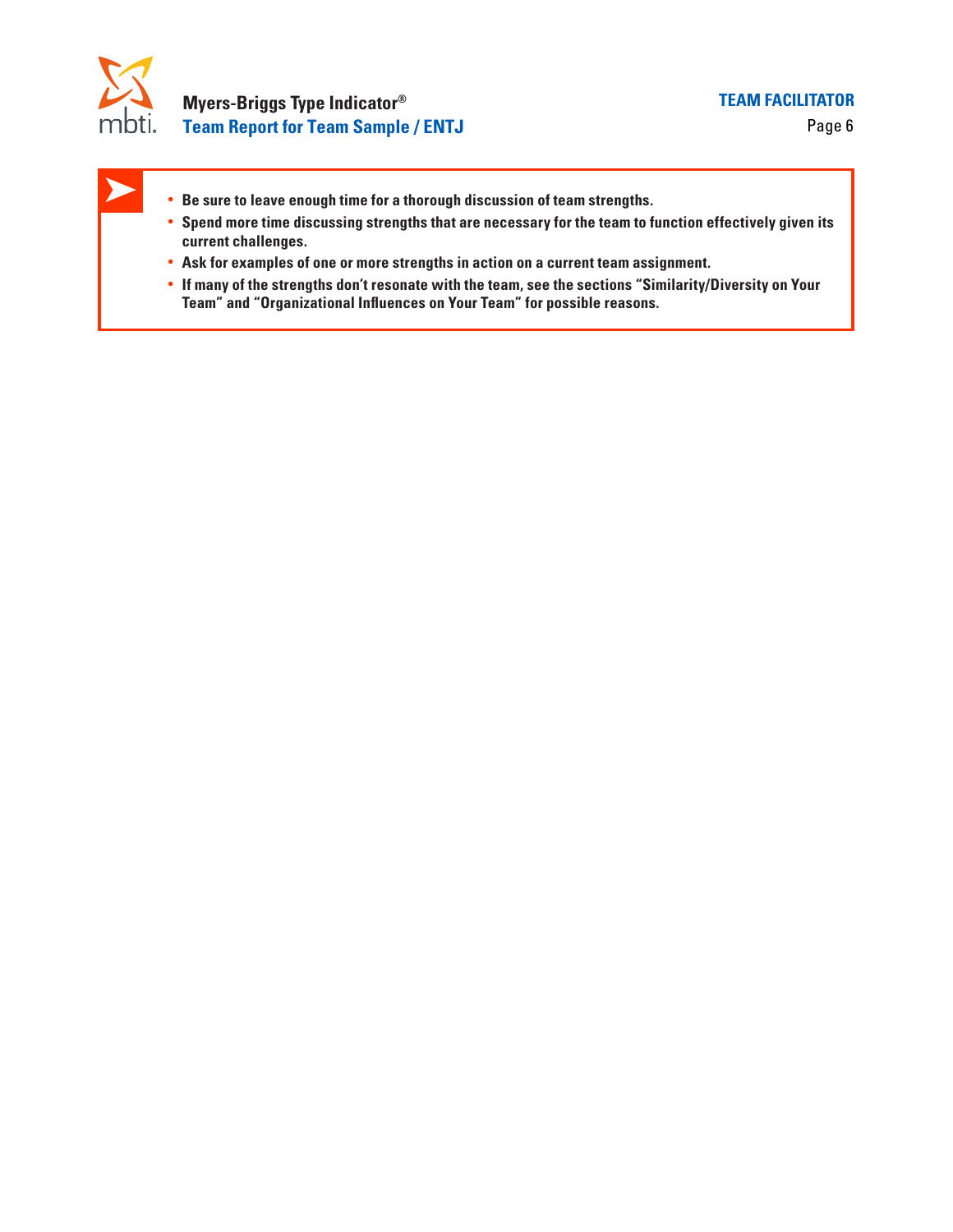- **Be sure to leave enough time for a thorough discussion of team strengths.**
- **Spend more time discussing strengths that are necessary for the team to function effectively given its current challenges.**
- **Ask for examples of one or more strengths in action on a current team assignment.**
- **If many of the strengths don't resonate with the team, see the sections "Similarity/Diversity on Your Team" and "Organizational Influences on Your Team" for possible reasons.**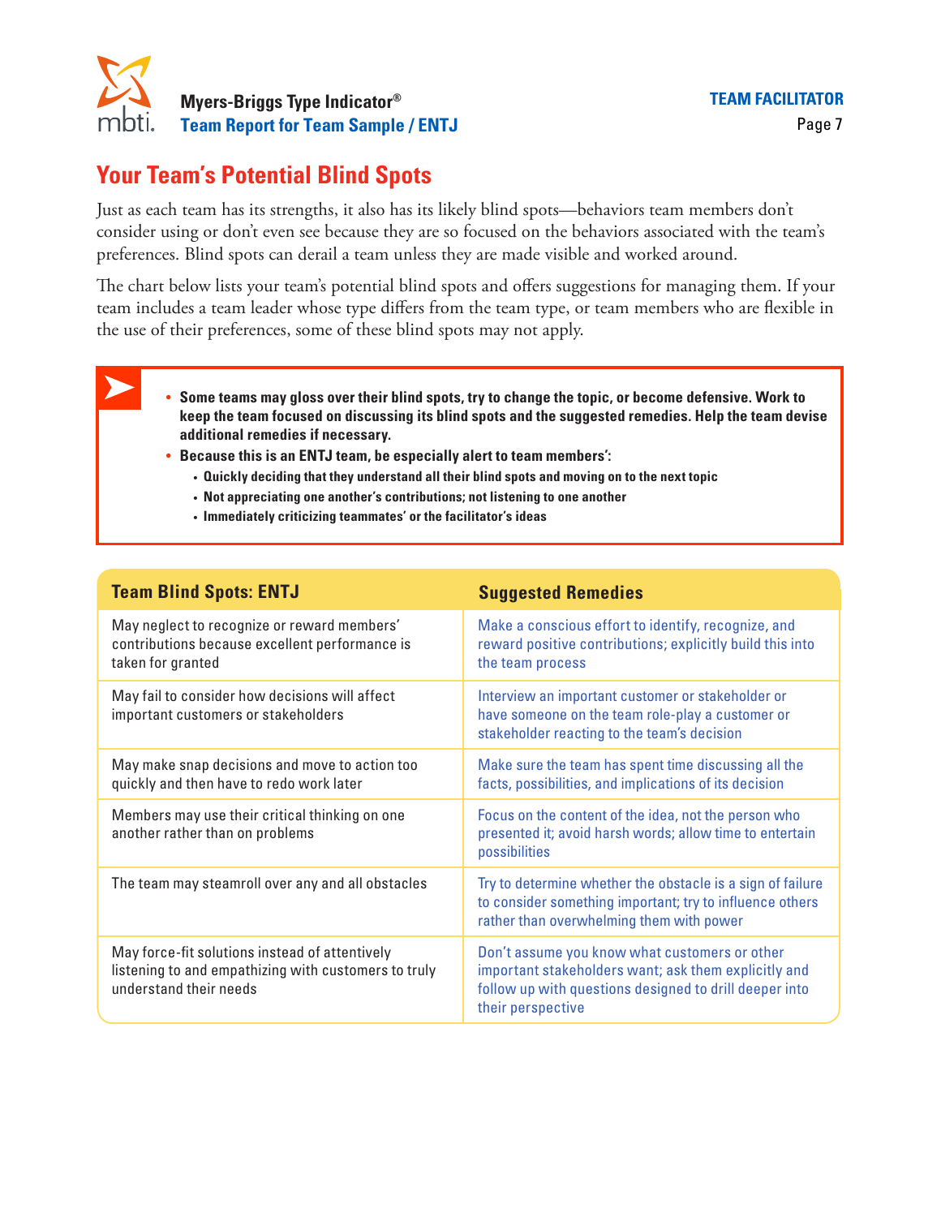## Your Team's Potential Blind Spots

Just as each team has its strengths, it also has its likely blind spots—behaviors team members don't consider using or don't even see because they are so focused on the behaviors associated with the team's preferences. Blind spots can derail a team unless they are made visible and worked around.

The chart below lists your team's potential blind spots and offers suggestions for managing them. If your team includes a team leader whose type differs from the team type, or team members who are flexible in the use of their preferences, some of these blind spots may not apply.

- **Some teams may gloss over their blind spots, try to change the topic, or become defensive. Work to keep the team focused on discussing its blind spots and the suggested remedies. Help the team devise additional remedies if necessary.**
- **Because this is an ENTJ team, be especially alert to team members':**
  - **Quickly deciding that they understand all their blind spots and moving on to the next topic**
  - **Not appreciating one another's contributions; not listening to one another**
  - **Immediately criticizing teammates' or the facilitator's ideas**

| Team Blind Spots: ENTJ | Suggested Remedies |
|---|---|
| May neglect to recognize or reward members' contributions because excellent performance is taken for granted | Make a conscious effort to identify, recognize, and reward positive contributions; explicitly build this into the team process |
| May fail to consider how decisions will affect important customers or stakeholders | Interview an important customer or stakeholder or have someone on the team role-play a customer or stakeholder reacting to the team's decision |
| May make snap decisions and move to action too quickly and then have to redo work later | Make sure the team has spent time discussing all the facts, possibilities, and implications of its decision |
| Members may use their critical thinking on one another rather than on problems | Focus on the content of the idea, not the person who presented it; avoid harsh words; allow time to entertain possibilities |
| The team may steamroll over any and all obstacles | Try to determine whether the obstacle is a sign of failure to consider something important; try to influence others rather than overwhelming them with power |
| May force-fit solutions instead of attentively listening to and empathizing with customers to truly understand their needs | Don't assume you know what customers or other important stakeholders want; ask them explicitly and follow up with questions designed to drill deeper into their perspective |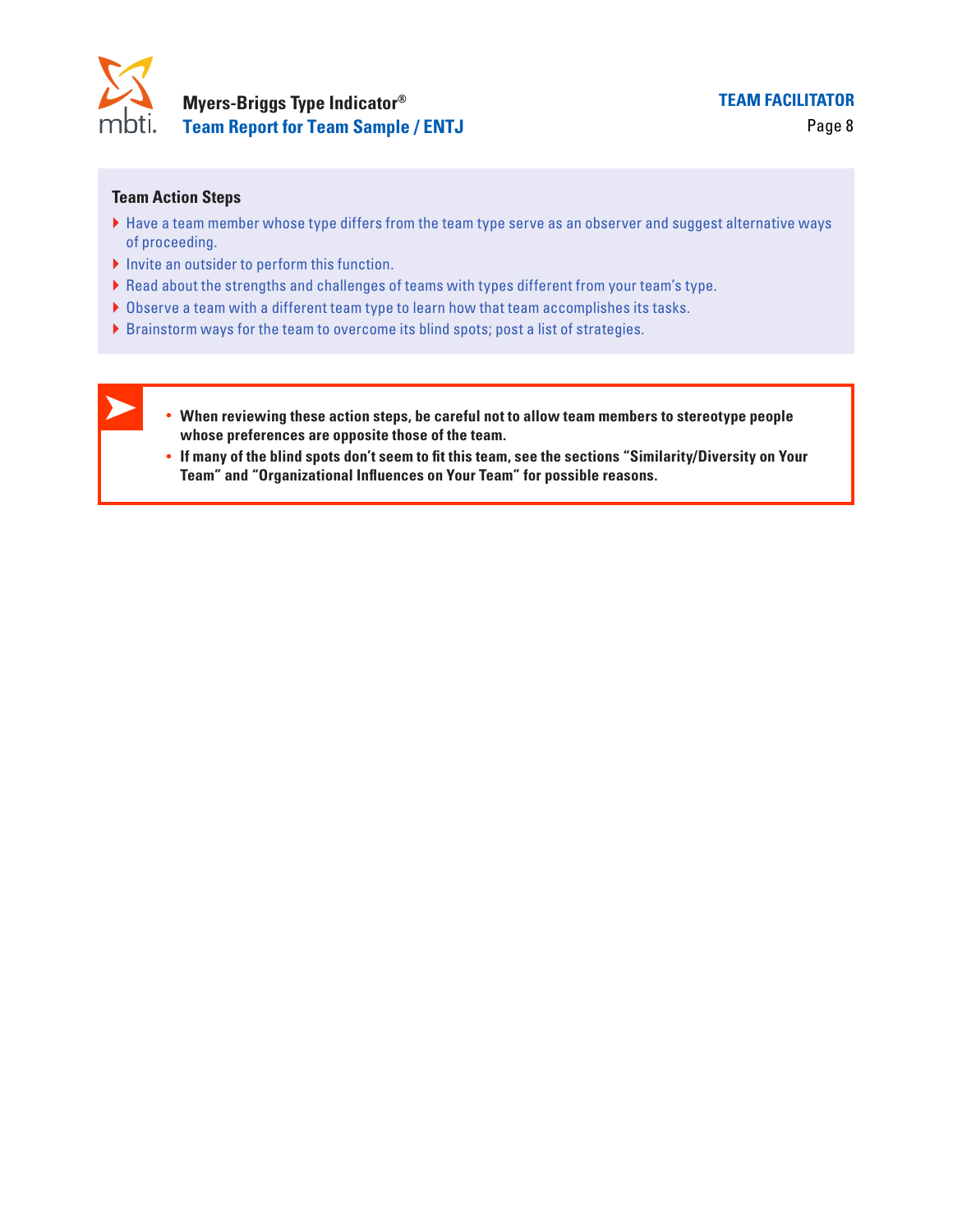### Team Action Steps

- Have a team member whose type differs from the team type serve as an observer and suggest alternative ways of proceeding.
- Invite an outsider to perform this function.
- Read about the strengths and challenges of teams with types different from your team's type.
- Observe a team with a different team type to learn how that team accomplishes its tasks.
- Brainstorm ways for the team to overcome its blind spots; post a list of strategies.

- **When reviewing these action steps, be careful not to allow team members to stereotype people whose preferences are opposite those of the team.**
- **If many of the blind spots don't seem to fit this team, see the sections "Similarity/Diversity on Your Team" and "Organizational Influences on Your Team" for possible reasons.**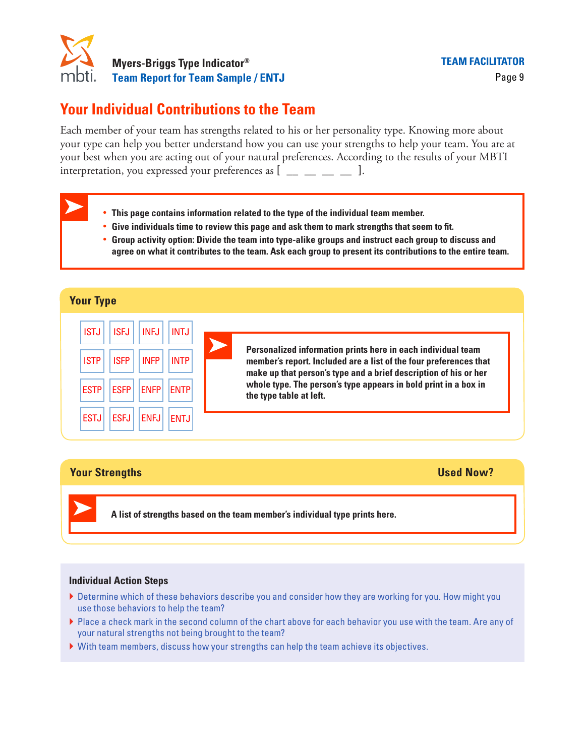## Your Individual Contributions to the Team

Each member of your team has strengths related to his or her personality type. Knowing more about your type can help you better understand how you can use your strengths to help your team. You are at your best when you are acting out of your natural preferences. According to the results of your MBTI interpretation, you expressed your preferences as [ __ __ __ __ ].

- **This page contains information related to the type of the individual team member.**
- **Give individuals time to review this page and ask them to mark strengths that seem to fit.**
- **Group activity option: Divide the team into type-alike groups and instruct each group to discuss and agree on what it contributes to the team. Ask each group to present its contributions to the entire team.**

### Your Type

| | | | |
|---|---|---|---|
| ISTJ | ISFJ | INFJ | INTJ |
| ISTP | ISFP | INFP | INTP |
| ESTP | ESFP | ENFP | ENTP |
| ESTJ | ESFJ | ENFJ | ENTJ |

**Personalized information prints here in each individual team member's report. Included are a list of the four preferences that make up that person's type and a brief description of his or her whole type. The person's type appears in bold print in a box in the type table at left.**

### Your Strengths — Used Now?

**A list of strengths based on the team member's individual type prints here.**

### Individual Action Steps

- Determine which of these behaviors describe you and consider how they are working for you. How might you use those behaviors to help the team?
- Place a check mark in the second column of the chart above for each behavior you use with the team. Are any of your natural strengths not being brought to the team?
- With team members, discuss how your strengths can help the team achieve its objectives.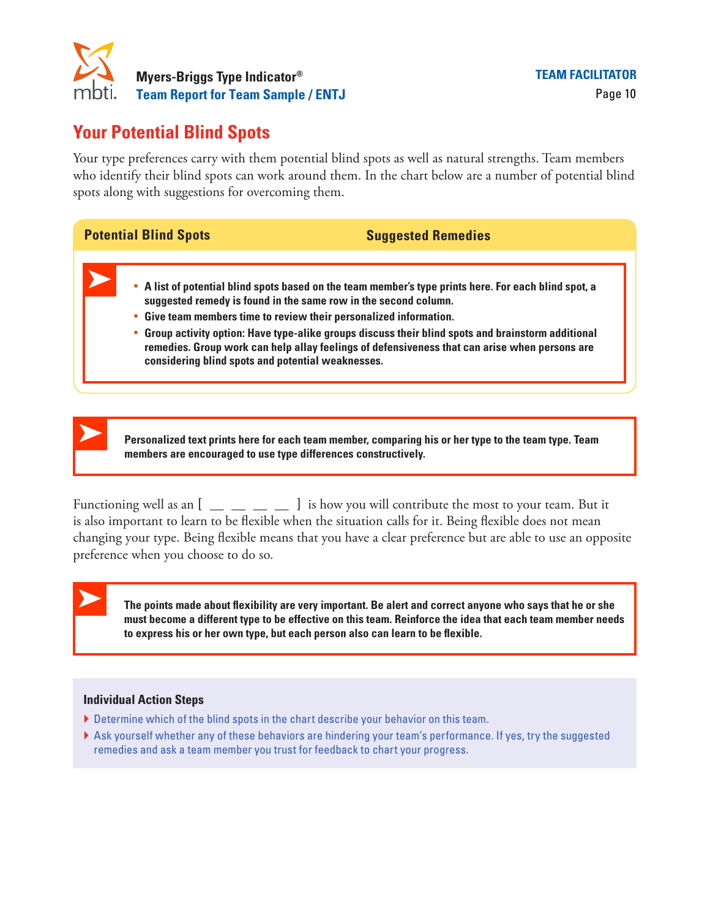## Your Potential Blind Spots

Your type preferences carry with them potential blind spots as well as natural strengths. Team members who identify their blind spots can work around them. In the chart below are a number of potential blind spots along with suggestions for overcoming them.

| Potential Blind Spots | Suggested Remedies |
|---|---|

- **A list of potential blind spots based on the team member's type prints here. For each blind spot, a suggested remedy is found in the same row in the second column.**
- **Give team members time to review their personalized information.**
- **Group activity option: Have type-alike groups discuss their blind spots and brainstorm additional remedies. Group work can help allay feelings of defensiveness that can arise when persons are considering blind spots and potential weaknesses.**

**Personalized text prints here for each team member, comparing his or her type to the team type. Team members are encouraged to use type differences constructively.**

Functioning well as an [ __ __ __ __ ] is how you will contribute the most to your team. But it is also important to learn to be flexible when the situation calls for it. Being flexible does not mean changing your type. Being flexible means that you have a clear preference but are able to use an opposite preference when you choose to do so.

**The points made about flexibility are very important. Be alert and correct anyone who says that he or she must become a different type to be effective on this team. Reinforce the idea that each team member needs to express his or her own type, but each person also can learn to be flexible.**

### Individual Action Steps

- Determine which of the blind spots in the chart describe your behavior on this team.
- Ask yourself whether any of these behaviors are hindering your team's performance. If yes, try the suggested remedies and ask a team member you trust for feedback to chart your progress.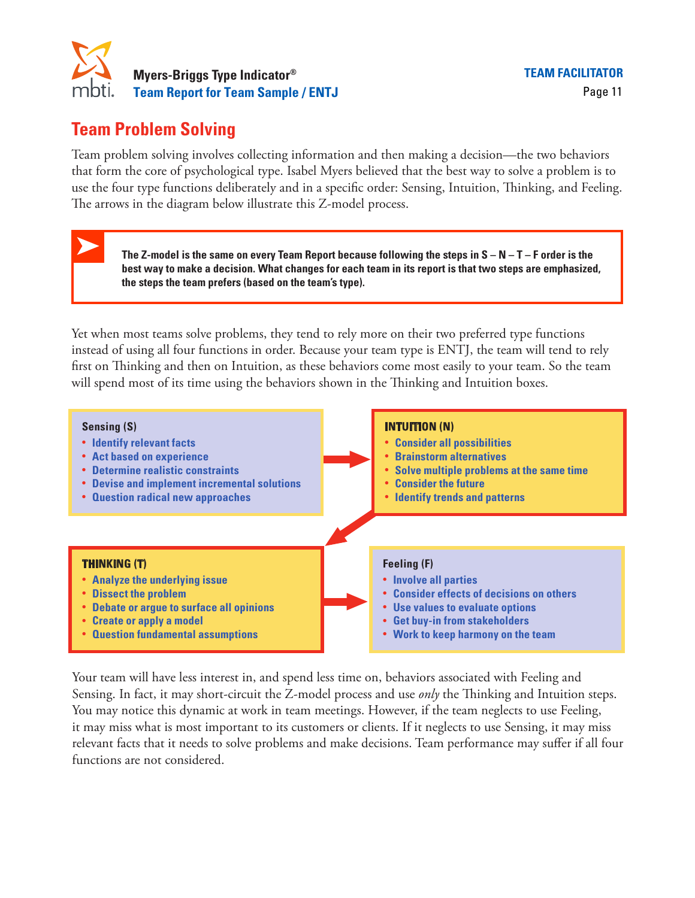## Team Problem Solving

Team problem solving involves collecting information and then making a decision—the two behaviors that form the core of psychological type. Isabel Myers believed that the best way to solve a problem is to use the four type functions deliberately and in a specific order: Sensing, Intuition, Thinking, and Feeling. The arrows in the diagram below illustrate this Z-model process.

**The Z-model is the same on every Team Report because following the steps in S – N – T – F order is the best way to make a decision. What changes for each team in its report is that two steps are emphasized, the steps the team prefers (based on the team's type).**

Yet when most teams solve problems, they tend to rely more on their two preferred type functions instead of using all four functions in order. Because your team type is ENTJ, the team will tend to rely first on Thinking and then on Intuition, as these behaviors come most easily to your team. So the team will spend most of its time using the behaviors shown in the Thinking and Intuition boxes.

**Sensing (S)**
- Identify relevant facts
- Act based on experience
- Determine realistic constraints
- Devise and implement incremental solutions
- Question radical new approaches

**INTUITION (N)**
- Consider all possibilities
- Brainstorm alternatives
- Solve multiple problems at the same time
- Consider the future
- Identify trends and patterns

**THINKING (T)**
- Analyze the underlying issue
- Dissect the problem
- Debate or argue to surface all opinions
- Create or apply a model
- Question fundamental assumptions

**Feeling (F)**
- Involve all parties
- Consider effects of decisions on others
- Use values to evaluate options
- Get buy-in from stakeholders
- Work to keep harmony on the team

Your team will have less interest in, and spend less time on, behaviors associated with Feeling and Sensing. In fact, it may short-circuit the Z-model process and use *only* the Thinking and Intuition steps. You may notice this dynamic at work in team meetings. However, if the team neglects to use Feeling, it may miss what is most important to its customers or clients. If it neglects to use Sensing, it may miss relevant facts that it needs to solve problems and make decisions. Team performance may suffer if all four functions are not considered.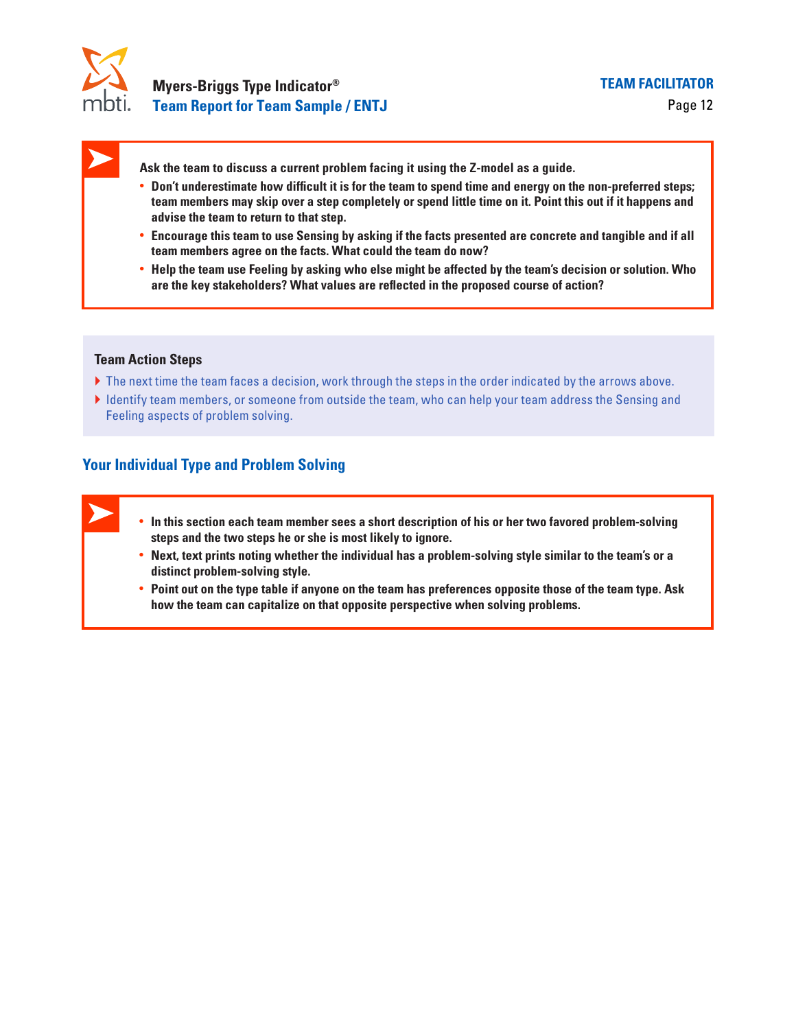**Ask the team to discuss a current problem facing it using the Z-model as a guide.**

- **Don't underestimate how difficult it is for the team to spend time and energy on the non-preferred steps; team members may skip over a step completely or spend little time on it. Point this out if it happens and advise the team to return to that step.**
- **Encourage this team to use Sensing by asking if the facts presented are concrete and tangible and if all team members agree on the facts. What could the team do now?**
- **Help the team use Feeling by asking who else might be affected by the team's decision or solution. Who are the key stakeholders? What values are reflected in the proposed course of action?**

### Team Action Steps

- The next time the team faces a decision, work through the steps in the order indicated by the arrows above.
- Identify team members, or someone from outside the team, who can help your team address the Sensing and Feeling aspects of problem solving.

## Your Individual Type and Problem Solving

- **In this section each team member sees a short description of his or her two favored problem-solving steps and the two steps he or she is most likely to ignore.**
- **Next, text prints noting whether the individual has a problem-solving style similar to the team's or a distinct problem-solving style.**
- **Point out on the type table if anyone on the team has preferences opposite those of the team type. Ask how the team can capitalize on that opposite perspective when solving problems.**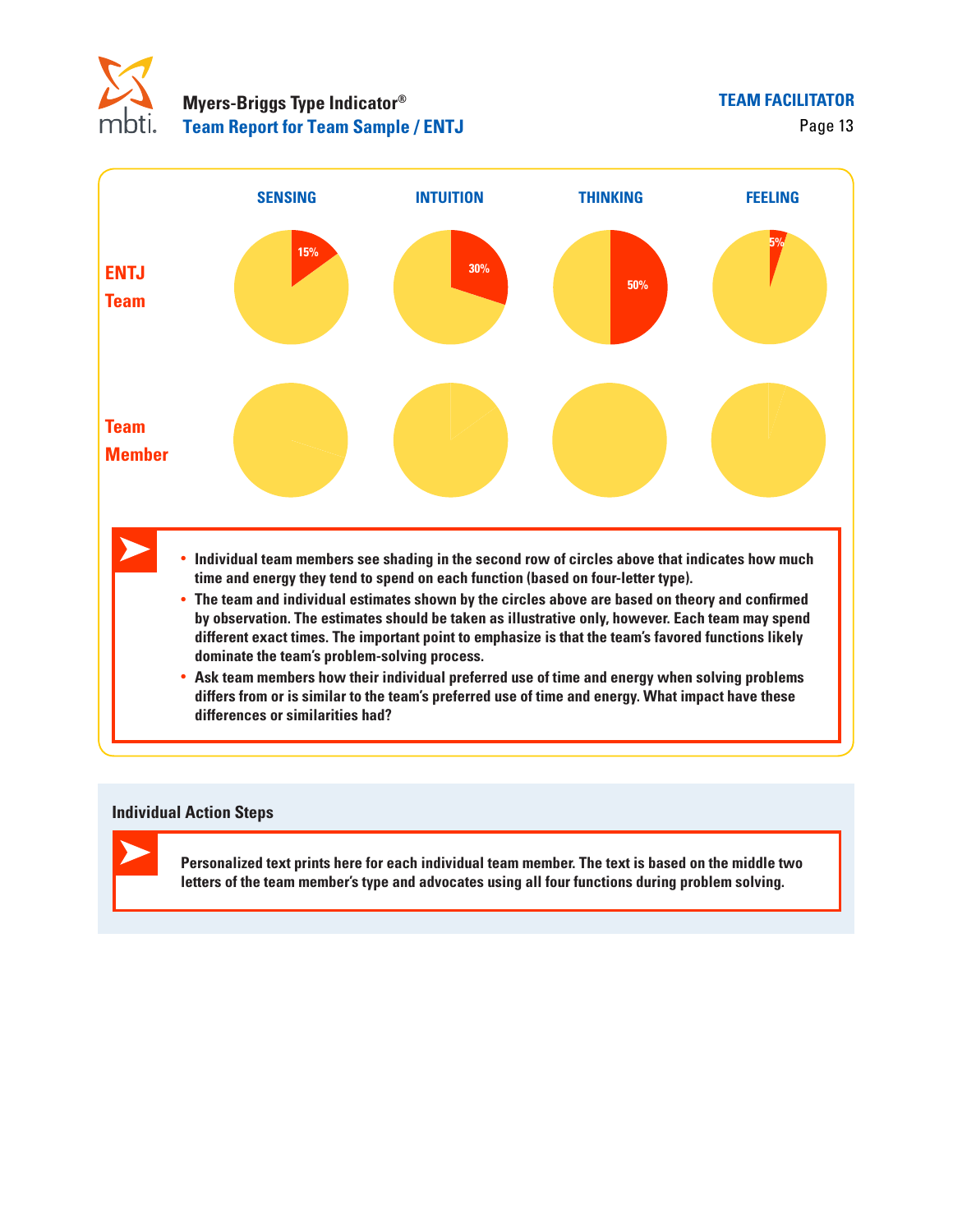| | SENSING | INTUITION | THINKING | FEELING |
|---|---|---|---|---|
| ENTJ Team | 15% | 30% | 50% | 5% |
| Team Member | | | | |

- Individual team members see shading in the second row of circles above that indicates how much time and energy they tend to spend on each function (based on four-letter type).
- The team and individual estimates shown by the circles above are based on theory and confirmed by observation. The estimates should be taken as illustrative only, however. Each team may spend different exact times. The important point to emphasize is that the team's favored functions likely dominate the team's problem-solving process.
- Ask team members how their individual preferred use of time and energy when solving problems differs from or is similar to the team's preferred use of time and energy. What impact have these differences or similarities had?

## Individual Action Steps

Personalized text prints here for each individual team member. The text is based on the middle two letters of the team member's type and advocates using all four functions during problem solving.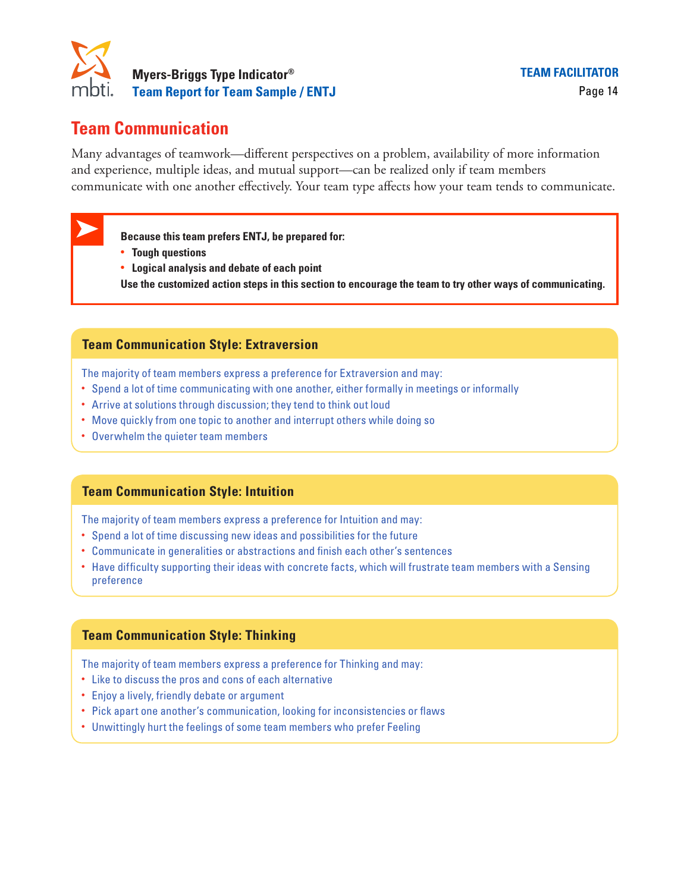# Team Communication

Many advantages of teamwork—different perspectives on a problem, availability of more information and experience, multiple ideas, and mutual support—can be realized only if team members communicate with one another effectively. Your team type affects how your team tends to communicate.

**Because this team prefers ENTJ, be prepared for:**

- **Tough questions**
- **Logical analysis and debate of each point**

**Use the customized action steps in this section to encourage the team to try other ways of communicating.**

## Team Communication Style: Extraversion

The majority of team members express a preference for Extraversion and may:

- Spend a lot of time communicating with one another, either formally in meetings or informally
- Arrive at solutions through discussion; they tend to think out loud
- Move quickly from one topic to another and interrupt others while doing so
- Overwhelm the quieter team members

## Team Communication Style: Intuition

The majority of team members express a preference for Intuition and may:

- Spend a lot of time discussing new ideas and possibilities for the future
- Communicate in generalities or abstractions and finish each other's sentences
- Have difficulty supporting their ideas with concrete facts, which will frustrate team members with a Sensing preference

## Team Communication Style: Thinking

The majority of team members express a preference for Thinking and may:

- Like to discuss the pros and cons of each alternative
- Enjoy a lively, friendly debate or argument
- Pick apart one another's communication, looking for inconsistencies or flaws
- Unwittingly hurt the feelings of some team members who prefer Feeling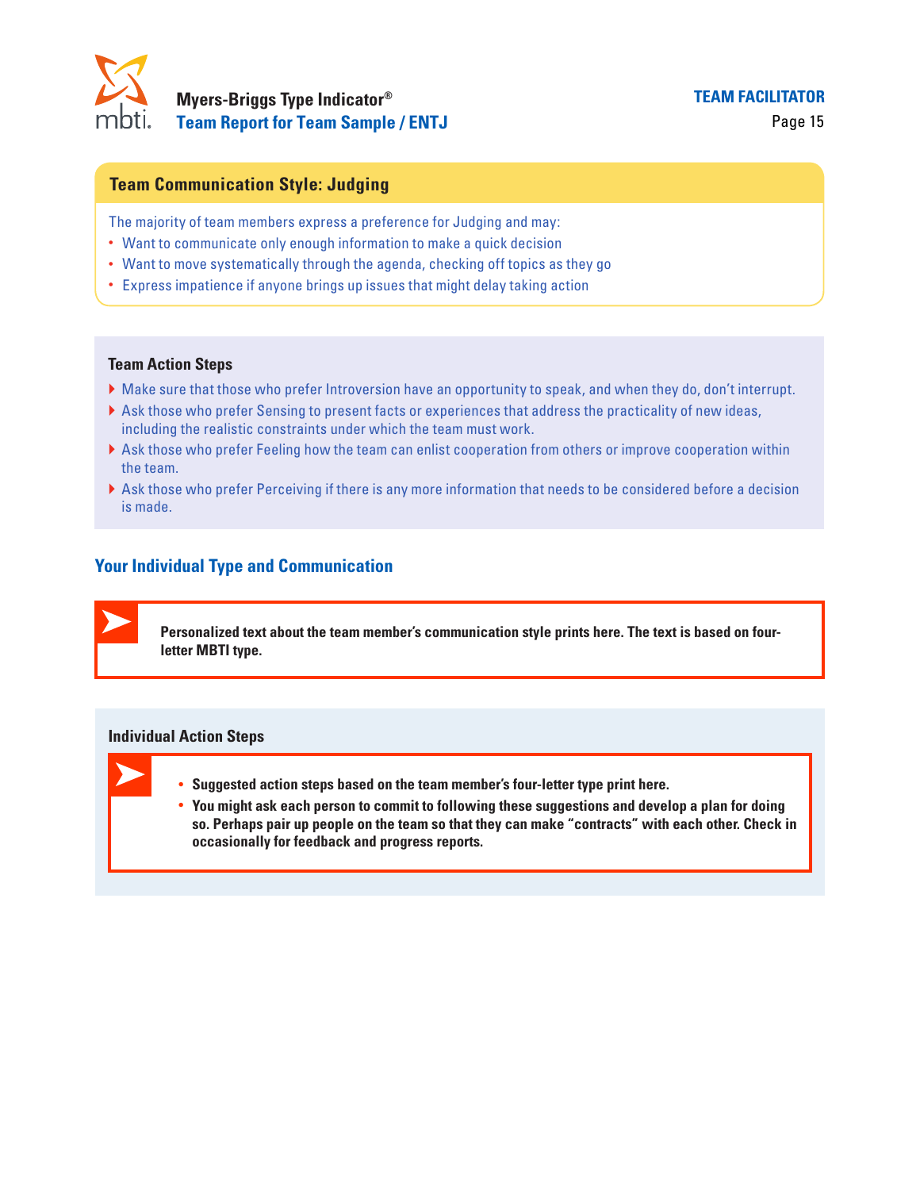## Team Communication Style: Judging

The majority of team members express a preference for Judging and may:

- Want to communicate only enough information to make a quick decision
- Want to move systematically through the agenda, checking off topics as they go
- Express impatience if anyone brings up issues that might delay taking action

### Team Action Steps

- Make sure that those who prefer Introversion have an opportunity to speak, and when they do, don't interrupt.
- Ask those who prefer Sensing to present facts or experiences that address the practicality of new ideas, including the realistic constraints under which the team must work.
- Ask those who prefer Feeling how the team can enlist cooperation from others or improve cooperation within the team.
- Ask those who prefer Perceiving if there is any more information that needs to be considered before a decision is made.

## Your Individual Type and Communication

**Personalized text about the team member's communication style prints here. The text is based on four-letter MBTI type.**

### Individual Action Steps

- **Suggested action steps based on the team member's four-letter type print here.**
- **You might ask each person to commit to following these suggestions and develop a plan for doing so. Perhaps pair up people on the team so that they can make "contracts" with each other. Check in occasionally for feedback and progress reports.**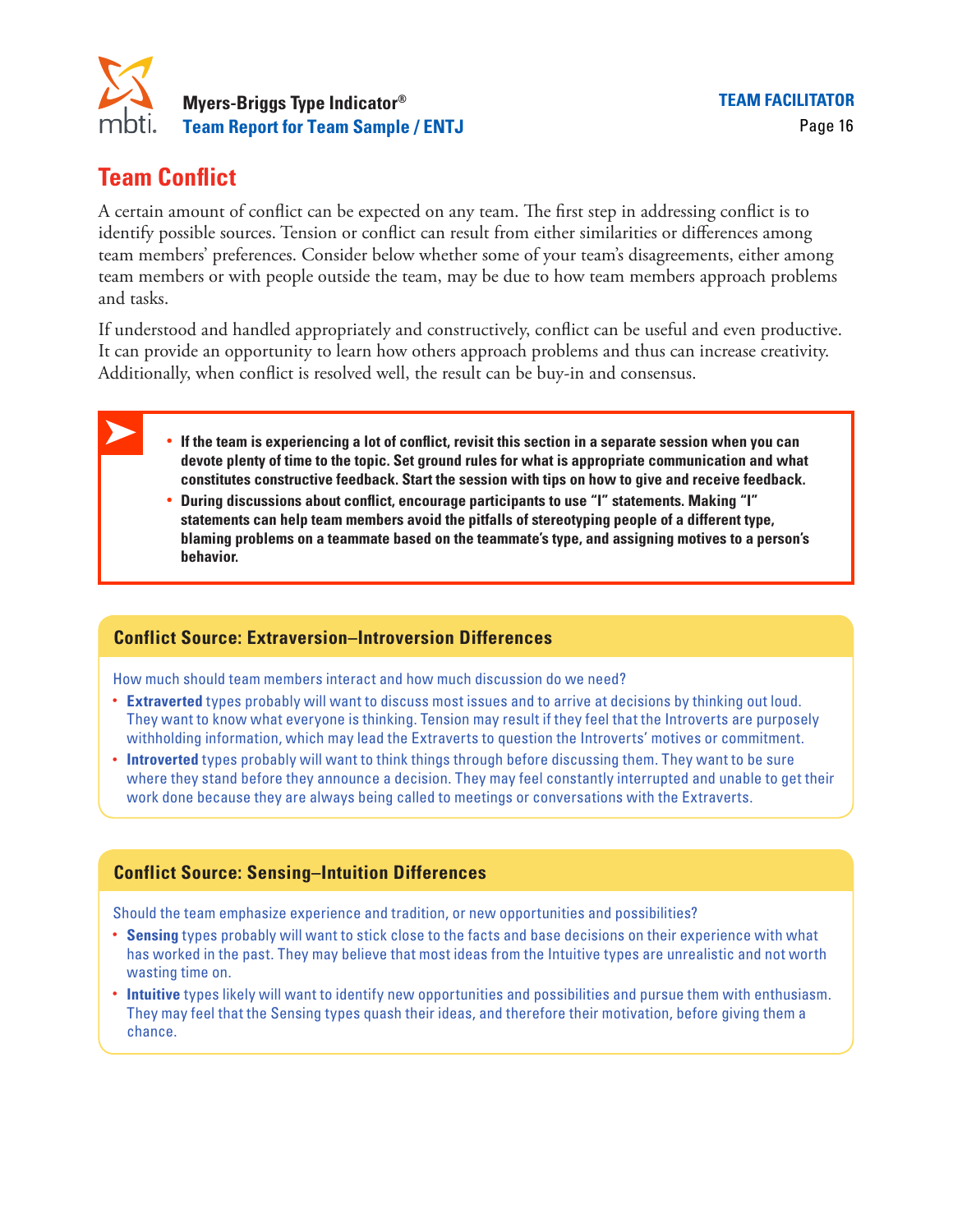# Team Conflict

A certain amount of conflict can be expected on any team. The first step in addressing conflict is to identify possible sources. Tension or conflict can result from either similarities or differences among team members' preferences. Consider below whether some of your team's disagreements, either among team members or with people outside the team, may be due to how team members approach problems and tasks.

If understood and handled appropriately and constructively, conflict can be useful and even productive. It can provide an opportunity to learn how others approach problems and thus can increase creativity. Additionally, when conflict is resolved well, the result can be buy-in and consensus.

- **If the team is experiencing a lot of conflict, revisit this section in a separate session when you can devote plenty of time to the topic. Set ground rules for what is appropriate communication and what constitutes constructive feedback. Start the session with tips on how to give and receive feedback.**
- **During discussions about conflict, encourage participants to use "I" statements. Making "I" statements can help team members avoid the pitfalls of stereotyping people of a different type, blaming problems on a teammate based on the teammate's type, and assigning motives to a person's behavior.**

## Conflict Source: Extraversion–Introversion Differences

How much should team members interact and how much discussion do we need?

- **Extraverted** types probably will want to discuss most issues and to arrive at decisions by thinking out loud. They want to know what everyone is thinking. Tension may result if they feel that the Introverts are purposely withholding information, which may lead the Extraverts to question the Introverts' motives or commitment.
- **Introverted** types probably will want to think things through before discussing them. They want to be sure where they stand before they announce a decision. They may feel constantly interrupted and unable to get their work done because they are always being called to meetings or conversations with the Extraverts.

## Conflict Source: Sensing–Intuition Differences

Should the team emphasize experience and tradition, or new opportunities and possibilities?

- **Sensing** types probably will want to stick close to the facts and base decisions on their experience with what has worked in the past. They may believe that most ideas from the Intuitive types are unrealistic and not worth wasting time on.
- **Intuitive** types likely will want to identify new opportunities and possibilities and pursue them with enthusiasm. They may feel that the Sensing types quash their ideas, and therefore their motivation, before giving them a chance.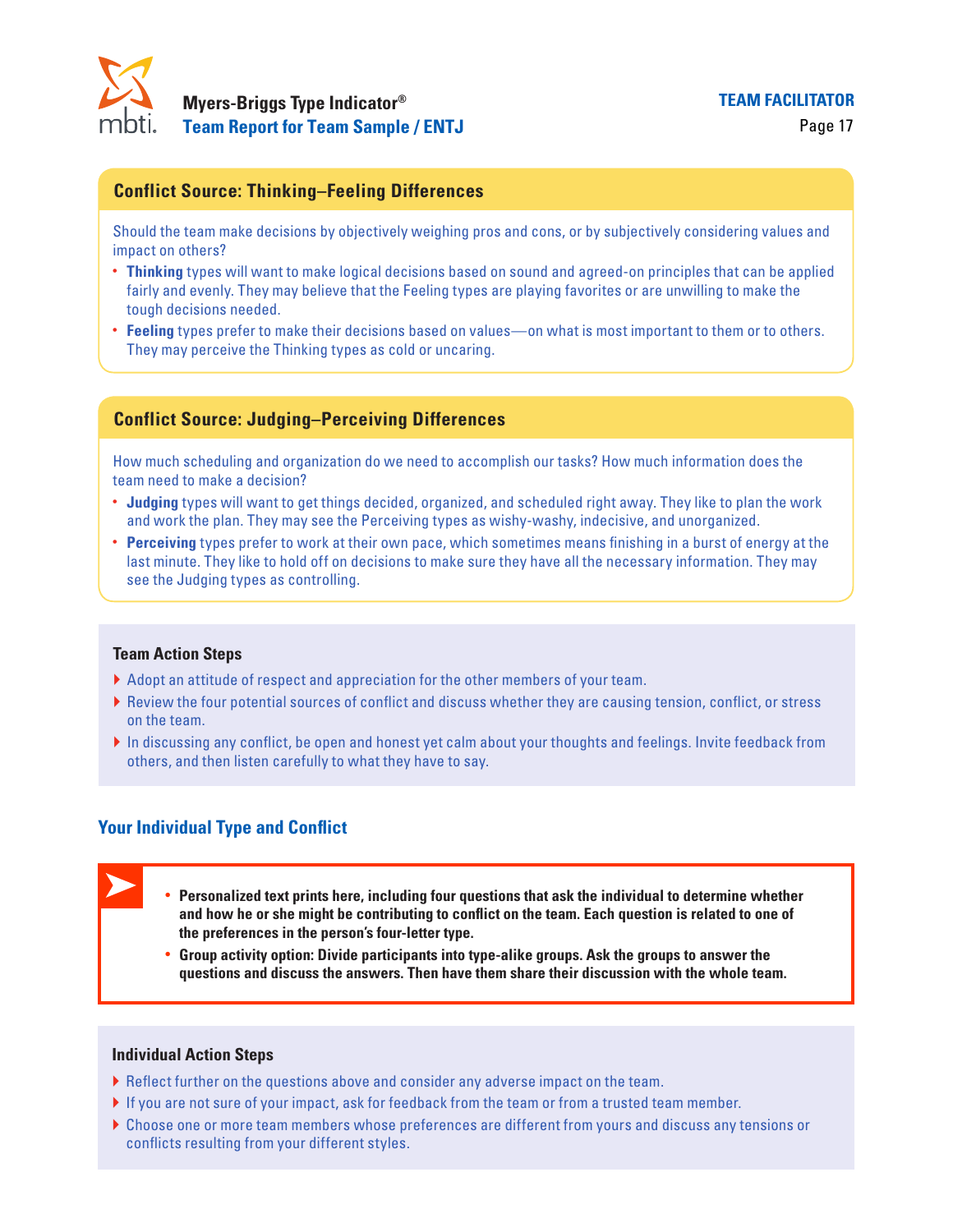## Conflict Source: Thinking–Feeling Differences

Should the team make decisions by objectively weighing pros and cons, or by subjectively considering values and impact on others?

- **Thinking** types will want to make logical decisions based on sound and agreed-on principles that can be applied fairly and evenly. They may believe that the Feeling types are playing favorites or are unwilling to make the tough decisions needed.
- **Feeling** types prefer to make their decisions based on values—on what is most important to them or to others. They may perceive the Thinking types as cold or uncaring.

## Conflict Source: Judging–Perceiving Differences

How much scheduling and organization do we need to accomplish our tasks? How much information does the team need to make a decision?

- **Judging** types will want to get things decided, organized, and scheduled right away. They like to plan the work and work the plan. They may see the Perceiving types as wishy-washy, indecisive, and unorganized.
- **Perceiving** types prefer to work at their own pace, which sometimes means finishing in a burst of energy at the last minute. They like to hold off on decisions to make sure they have all the necessary information. They may see the Judging types as controlling.

### Team Action Steps

- Adopt an attitude of respect and appreciation for the other members of your team.
- Review the four potential sources of conflict and discuss whether they are causing tension, conflict, or stress on the team.
- In discussing any conflict, be open and honest yet calm about your thoughts and feelings. Invite feedback from others, and then listen carefully to what they have to say.

## Your Individual Type and Conflict

- **Personalized text prints here, including four questions that ask the individual to determine whether and how he or she might be contributing to conflict on the team. Each question is related to one of the preferences in the person's four-letter type.**
- **Group activity option: Divide participants into type-alike groups. Ask the groups to answer the questions and discuss the answers. Then have them share their discussion with the whole team.**

### Individual Action Steps

- Reflect further on the questions above and consider any adverse impact on the team.
- If you are not sure of your impact, ask for feedback from the team or from a trusted team member.
- Choose one or more team members whose preferences are different from yours and discuss any tensions or conflicts resulting from your different styles.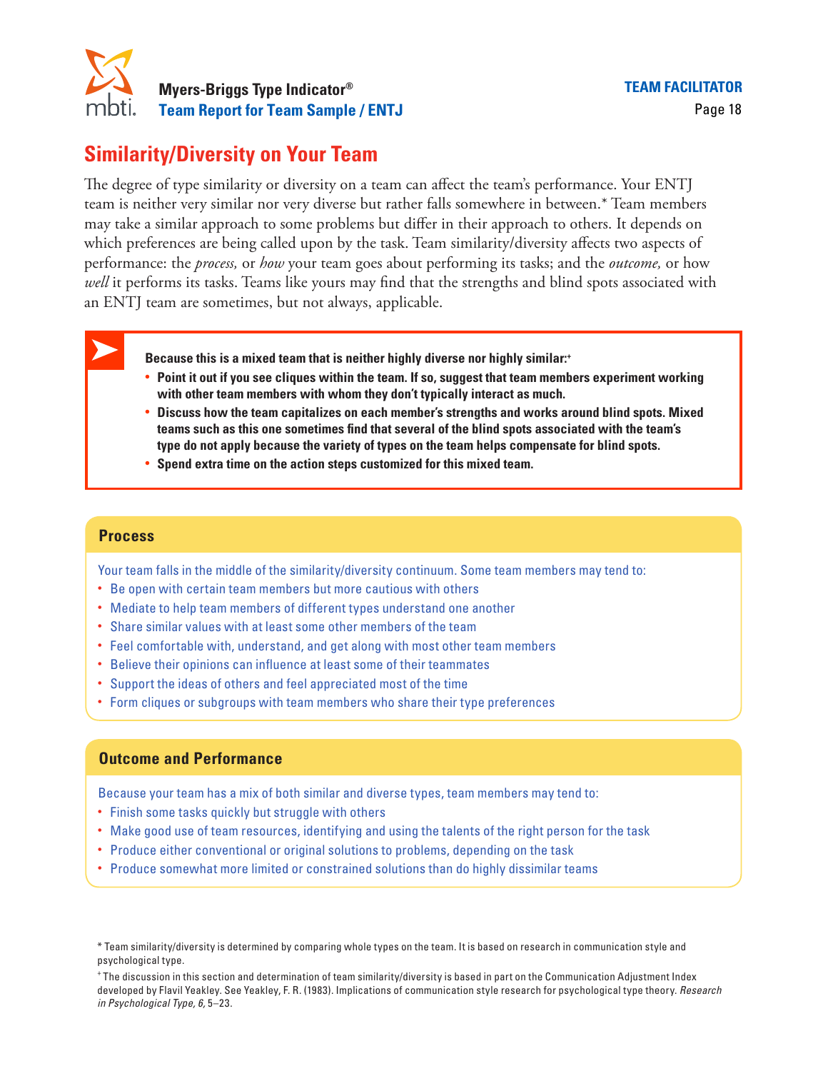## Similarity/Diversity on Your Team

The degree of type similarity or diversity on a team can affect the team's performance. Your ENTJ team is neither very similar nor very diverse but rather falls somewhere in between.* Team members may take a similar approach to some problems but differ in their approach to others. It depends on which preferences are being called upon by the task. Team similarity/diversity affects two aspects of performance: the *process,* or *how* your team goes about performing its tasks; and the *outcome,* or how *well* it performs its tasks. Teams like yours may find that the strengths and blind spots associated with an ENTJ team are sometimes, but not always, applicable.

**Because this is a mixed team that is neither highly diverse nor highly similar:**+

- **Point it out if you see cliques within the team. If so, suggest that team members experiment working with other team members with whom they don't typically interact as much.**
- **Discuss how the team capitalizes on each member's strengths and works around blind spots. Mixed teams such as this one sometimes find that several of the blind spots associated with the team's type do not apply because the variety of types on the team helps compensate for blind spots.**
- **Spend extra time on the action steps customized for this mixed team.**

### Process

Your team falls in the middle of the similarity/diversity continuum. Some team members may tend to:

- Be open with certain team members but more cautious with others
- Mediate to help team members of different types understand one another
- Share similar values with at least some other members of the team
- Feel comfortable with, understand, and get along with most other team members
- Believe their opinions can influence at least some of their teammates
- Support the ideas of others and feel appreciated most of the time
- Form cliques or subgroups with team members who share their type preferences

### Outcome and Performance

Because your team has a mix of both similar and diverse types, team members may tend to:

- Finish some tasks quickly but struggle with others
- Make good use of team resources, identifying and using the talents of the right person for the task
- Produce either conventional or original solutions to problems, depending on the task
- Produce somewhat more limited or constrained solutions than do highly dissimilar teams

* Team similarity/diversity is determined by comparing whole types on the team. It is based on research in communication style and psychological type.

+ The discussion in this section and determination of team similarity/diversity is based in part on the Communication Adjustment Index developed by Flavil Yeakley. See Yeakley, F. R. (1983). Implications of communication style research for psychological type theory. *Research in Psychological Type, 6,* 5–23.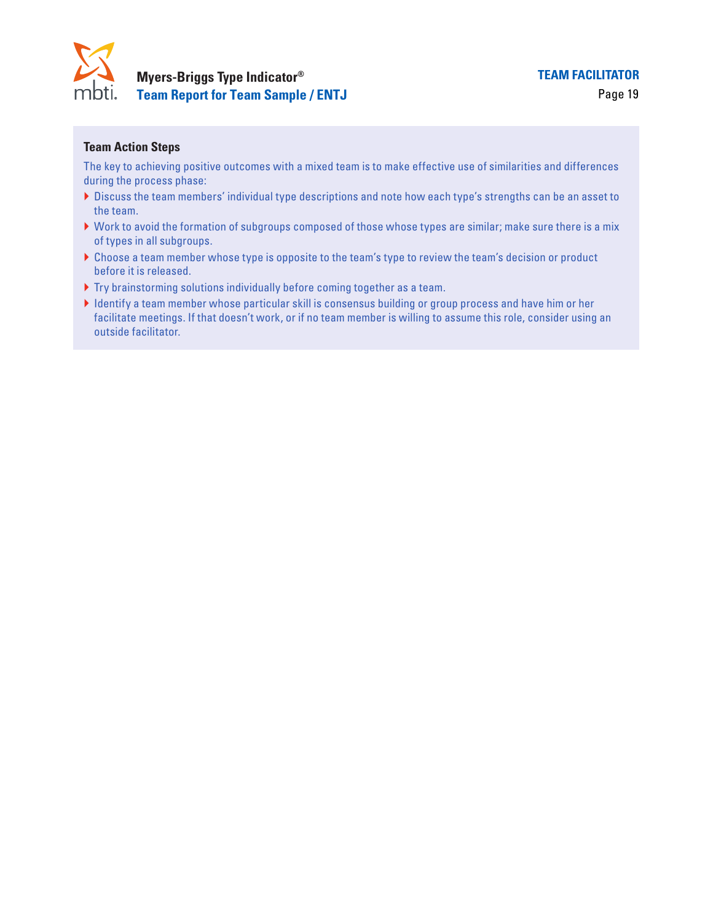### Team Action Steps

The key to achieving positive outcomes with a mixed team is to make effective use of similarities and differences during the process phase:

- Discuss the team members' individual type descriptions and note how each type's strengths can be an asset to the team.
- Work to avoid the formation of subgroups composed of those whose types are similar; make sure there is a mix of types in all subgroups.
- Choose a team member whose type is opposite to the team's type to review the team's decision or product before it is released.
- Try brainstorming solutions individually before coming together as a team.
- Identify a team member whose particular skill is consensus building or group process and have him or her facilitate meetings. If that doesn't work, or if no team member is willing to assume this role, consider using an outside facilitator.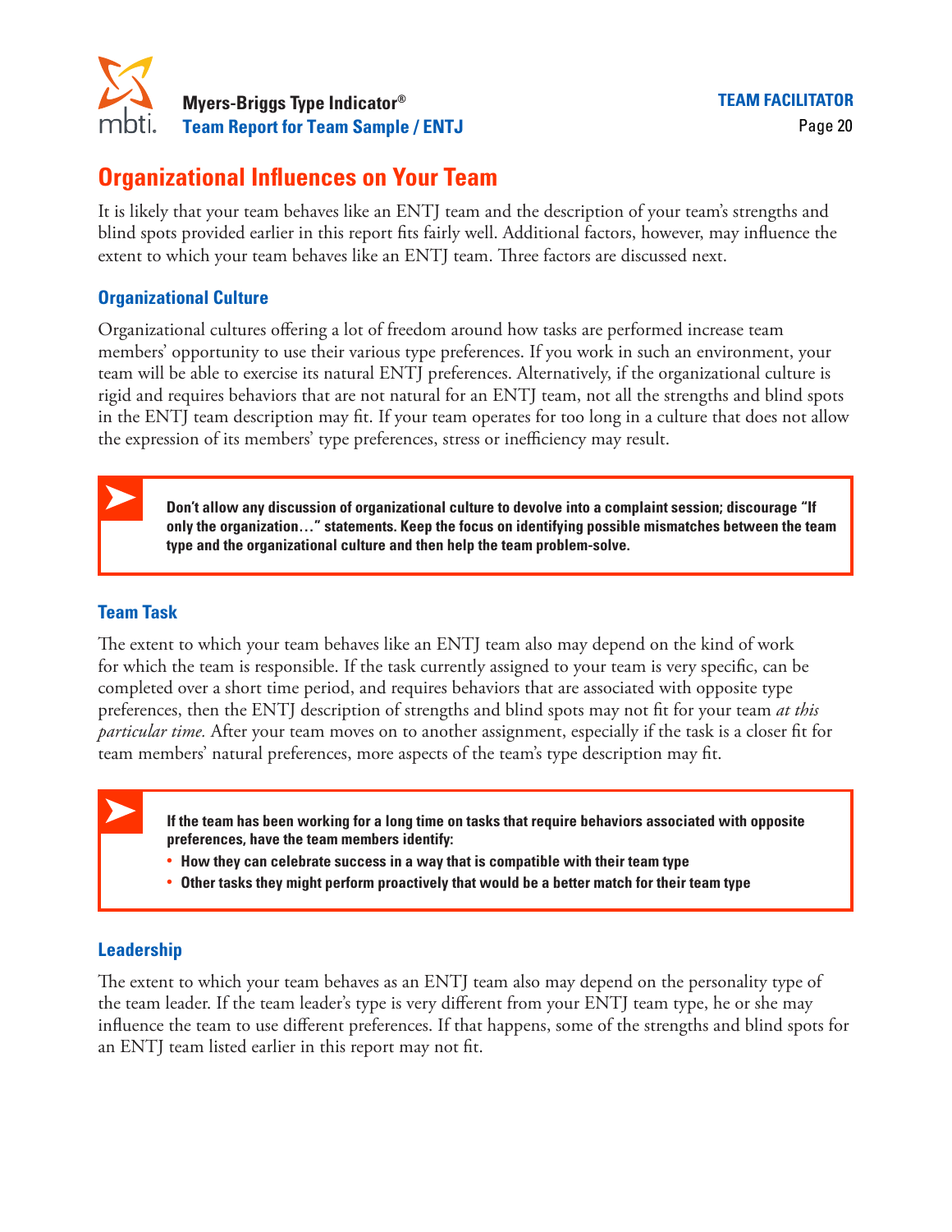## Organizational Influences on Your Team

It is likely that your team behaves like an ENTJ team and the description of your team's strengths and blind spots provided earlier in this report fits fairly well. Additional factors, however, may influence the extent to which your team behaves like an ENTJ team. Three factors are discussed next.

### Organizational Culture

Organizational cultures offering a lot of freedom around how tasks are performed increase team members' opportunity to use their various type preferences. If you work in such an environment, your team will be able to exercise its natural ENTJ preferences. Alternatively, if the organizational culture is rigid and requires behaviors that are not natural for an ENTJ team, not all the strengths and blind spots in the ENTJ team description may fit. If your team operates for too long in a culture that does not allow the expression of its members' type preferences, stress or inefficiency may result.

**Don't allow any discussion of organizational culture to devolve into a complaint session; discourage "If only the organization…" statements. Keep the focus on identifying possible mismatches between the team type and the organizational culture and then help the team problem-solve.**

### Team Task

The extent to which your team behaves like an ENTJ team also may depend on the kind of work for which the team is responsible. If the task currently assigned to your team is very specific, can be completed over a short time period, and requires behaviors that are associated with opposite type preferences, then the ENTJ description of strengths and blind spots may not fit for your team *at this particular time.* After your team moves on to another assignment, especially if the task is a closer fit for team members' natural preferences, more aspects of the team's type description may fit.

**If the team has been working for a long time on tasks that require behaviors associated with opposite preferences, have the team members identify:**

- **How they can celebrate success in a way that is compatible with their team type**
- **Other tasks they might perform proactively that would be a better match for their team type**

### Leadership

The extent to which your team behaves as an ENTJ team also may depend on the personality type of the team leader. If the team leader's type is very different from your ENTJ team type, he or she may influence the team to use different preferences. If that happens, some of the strengths and blind spots for an ENTJ team listed earlier in this report may not fit.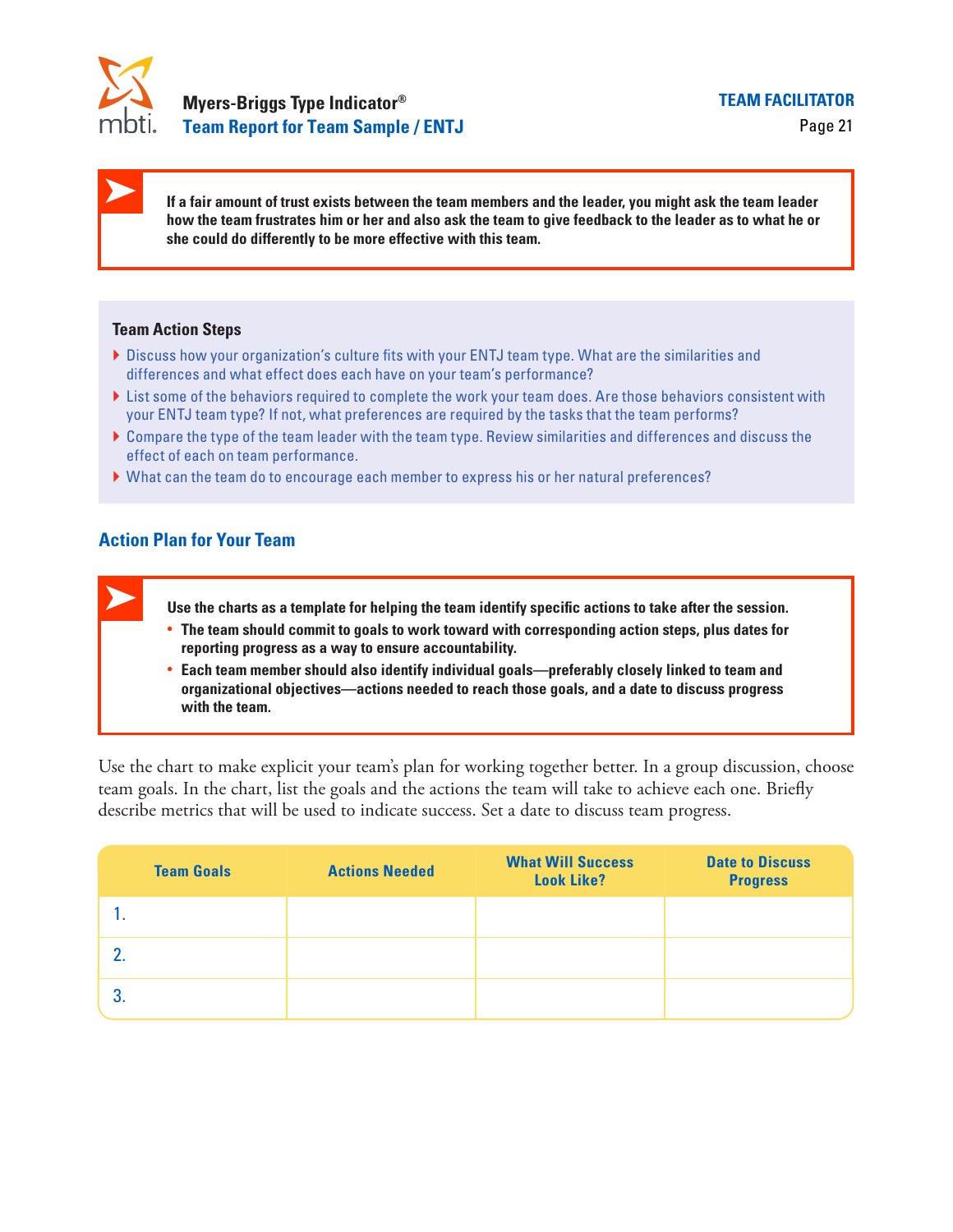**If a fair amount of trust exists between the team members and the leader, you might ask the team leader how the team frustrates him or her and also ask the team to give feedback to the leader as to what he or she could do differently to be more effective with this team.**

### Team Action Steps

- Discuss how your organization's culture fits with your ENTJ team type. What are the similarities and differences and what effect does each have on your team's performance?
- List some of the behaviors required to complete the work your team does. Are those behaviors consistent with your ENTJ team type? If not, what preferences are required by the tasks that the team performs?
- Compare the type of the team leader with the team type. Review similarities and differences and discuss the effect of each on team performance.
- What can the team do to encourage each member to express his or her natural preferences?

## Action Plan for Your Team

**Use the charts as a template for helping the team identify specific actions to take after the session.**

- **The team should commit to goals to work toward with corresponding action steps, plus dates for reporting progress as a way to ensure accountability.**
- **Each team member should also identify individual goals—preferably closely linked to team and organizational objectives—actions needed to reach those goals, and a date to discuss progress with the team.**

Use the chart to make explicit your team's plan for working together better. In a group discussion, choose team goals. In the chart, list the goals and the actions the team will take to achieve each one. Briefly describe metrics that will be used to indicate success. Set a date to discuss team progress.

| Team Goals | Actions Needed | What Will Success Look Like? | Date to Discuss Progress |
|---|---|---|---|
| 1. | | | |
| 2. | | | |
| 3. | | | |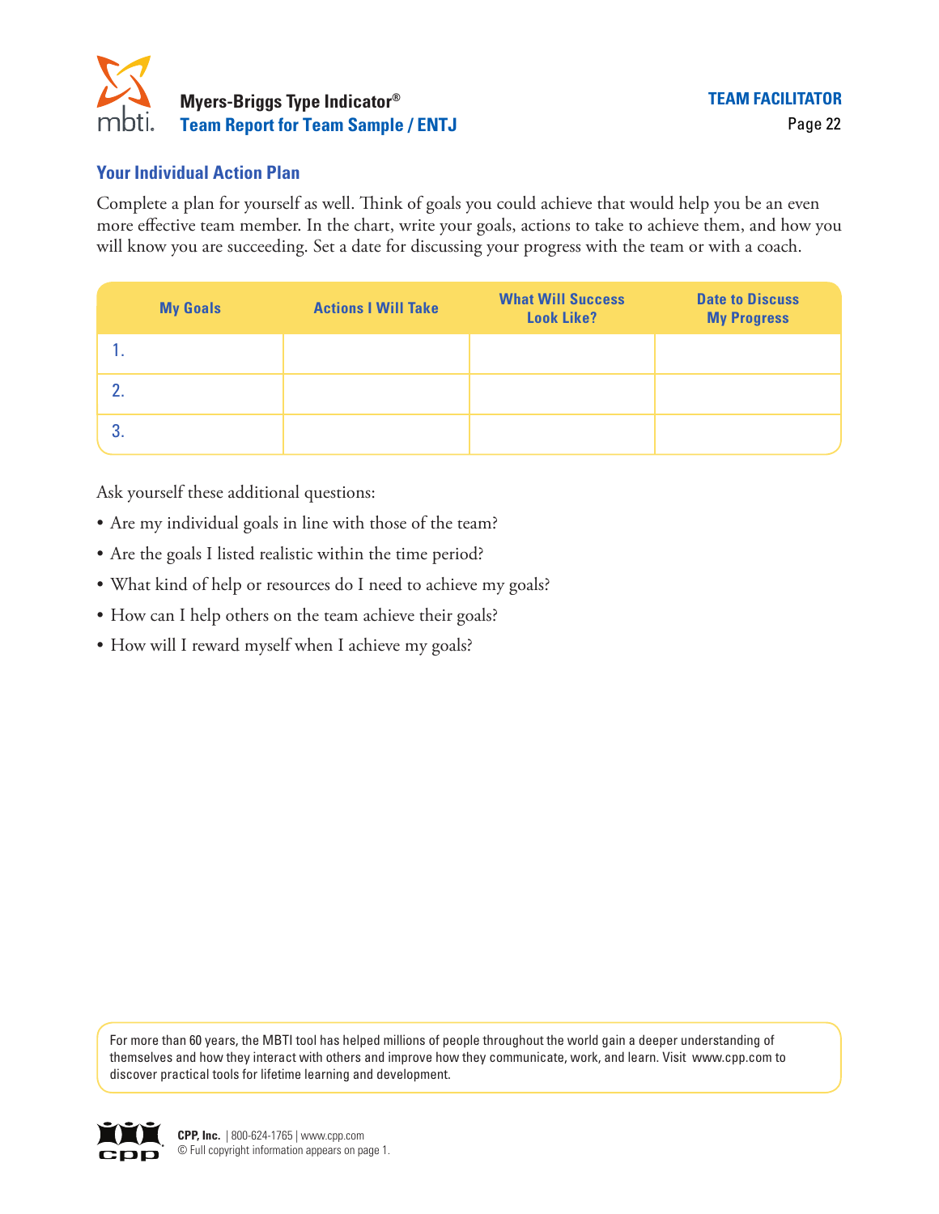## Your Individual Action Plan

Complete a plan for yourself as well. Think of goals you could achieve that would help you be an even more effective team member. In the chart, write your goals, actions to take to achieve them, and how you will know you are succeeding. Set a date for discussing your progress with the team or with a coach.

| My Goals | Actions I Will Take | What Will Success Look Like? | Date to Discuss My Progress |
|---|---|---|---|
| 1. | | | |
| 2. | | | |
| 3. | | | |

Ask yourself these additional questions:

- Are my individual goals in line with those of the team?
- Are the goals I listed realistic within the time period?
- What kind of help or resources do I need to achieve my goals?
- How can I help others on the team achieve their goals?
- How will I reward myself when I achieve my goals?

For more than 60 years, the MBTI tool has helped millions of people throughout the world gain a deeper understanding of themselves and how they interact with others and improve how they communicate, work, and learn. Visit www.cpp.com to discover practical tools for lifetime learning and development.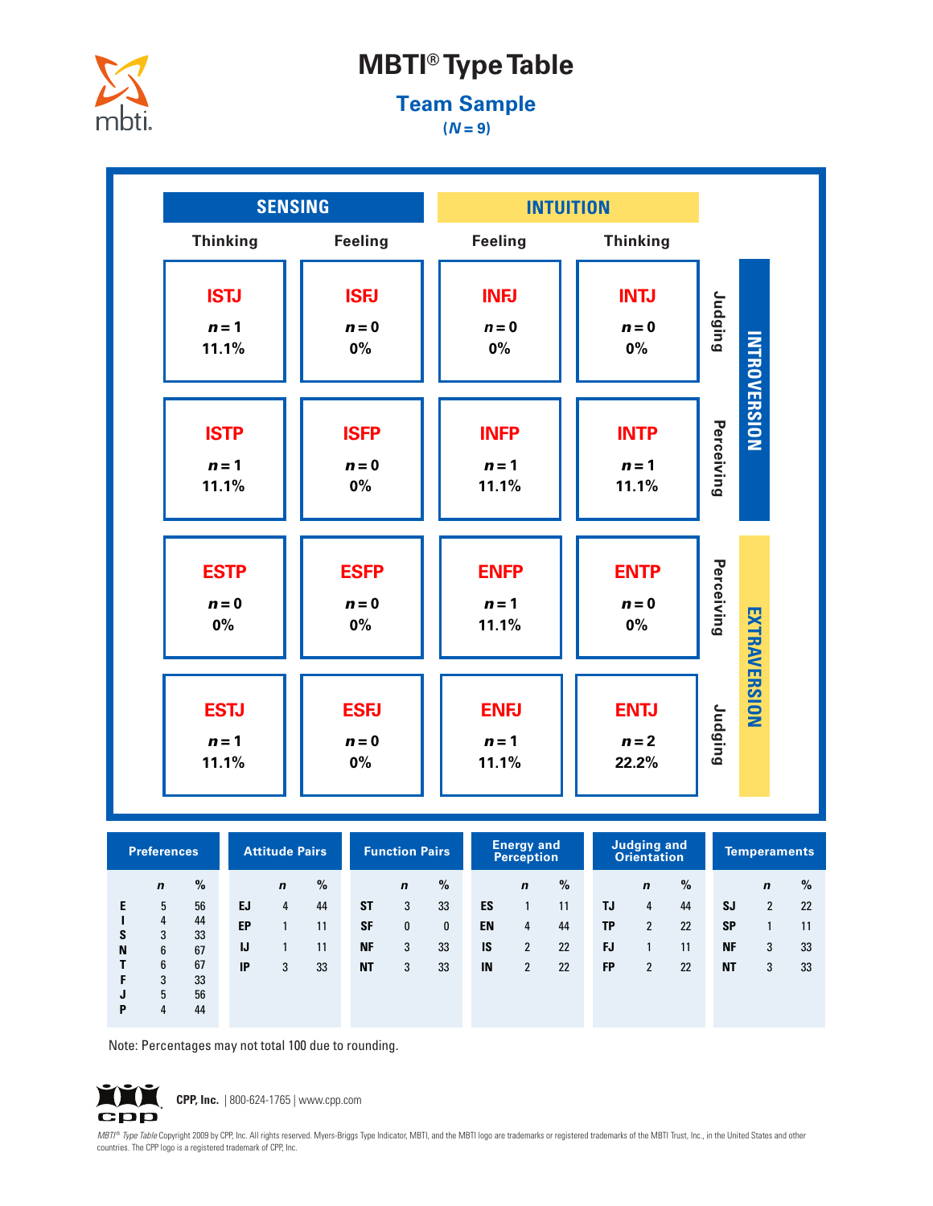# MBTI® Type Table

## Team Sample

($N$ = 9)

| | SENSING | | INTUITION | | |
|---|---|---|---|---|---|
| | Thinking | Feeling | Feeling | Thinking | |
| **INTROVERSION** – Judging | **ISTJ** $n = 1$ 11.1% | **ISFJ** $n = 0$ 0% | **INFJ** $n = 0$ 0% | **INTJ** $n = 0$ 0% | Judging |
| **INTROVERSION** – Perceiving | **ISTP** $n = 1$ 11.1% | **ISFP** $n = 0$ 0% | **INFP** $n = 1$ 11.1% | **INTP** $n = 1$ 11.1% | Perceiving |
| **EXTRAVERSION** – Perceiving | **ESTP** $n = 0$ 0% | **ESFP** $n = 0$ 0% | **ENFP** $n = 1$ 11.1% | **ENTP** $n = 0$ 0% | Perceiving |
| **EXTRAVERSION** – Judging | **ESTJ** $n = 1$ 11.1% | **ESFJ** $n = 0$ 0% | **ENFJ** $n = 1$ 11.1% | **ENTJ** $n = 2$ 22.2% | Judging |

**Preferences**

| | n | % |
|---|---|---|
| E | 5 | 56 |
| I | 4 | 44 |
| S | 3 | 33 |
| N | 6 | 67 |
| T | 6 | 67 |
| F | 3 | 33 |
| J | 5 | 56 |
| P | 4 | 44 |

**Attitude Pairs**

| | n | % |
|---|---|---|
| EJ | 4 | 44 |
| EP | 1 | 11 |
| IJ | 1 | 11 |
| IP | 3 | 33 |

**Function Pairs**

| | n | % |
|---|---|---|
| ST | 3 | 33 |
| SF | 0 | 0 |
| NF | 3 | 33 |
| NT | 3 | 33 |

**Energy and Perception**

| | n | % |
|---|---|---|
| ES | 1 | 11 |
| EN | 4 | 44 |
| IS | 2 | 22 |
| IN | 2 | 22 |

**Judging and Orientation**

| | n | % |
|---|---|---|
| TJ | 4 | 44 |
| TP | 2 | 22 |
| FJ | 1 | 11 |
| FP | 2 | 22 |

**Temperaments**

| | n | % |
|---|---|---|
| SJ | 2 | 22 |
| SP | 1 | 11 |
| NF | 3 | 33 |
| NT | 3 | 33 |

Note: Percentages may not total 100 due to rounding.

**CPP, Inc.** | 800-624-1765 | www.cpp.com

*MBTI® Type Table* Copyright 2009 by CPP, Inc. All rights reserved. Myers-Briggs Type Indicator, MBTI, and the MBTI logo are trademarks or registered trademarks of the MBTI Trust, Inc., in the United States and other countries. The CPP logo is a registered trademark of CPP, Inc.